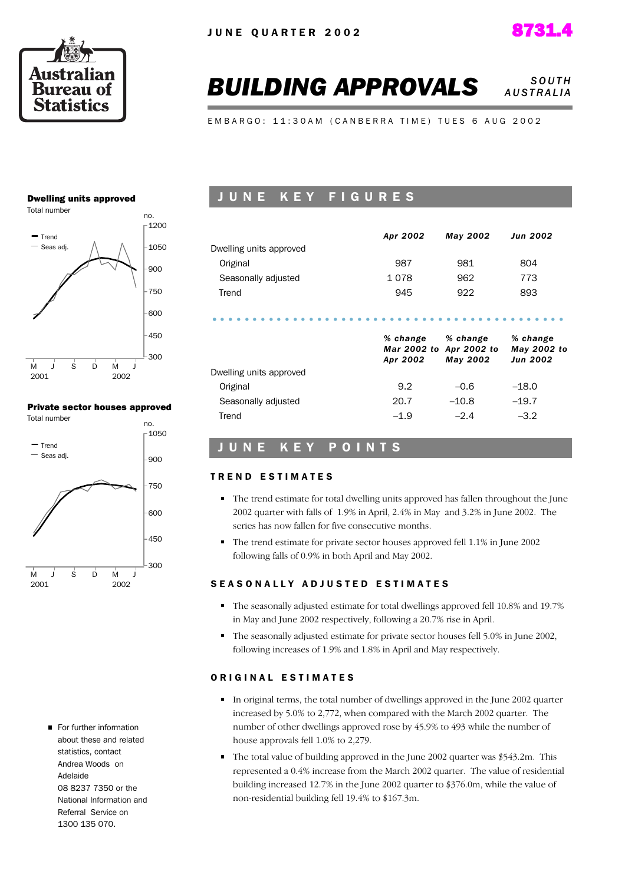JUNE QUARTER 2002

8731.4

# BUILDING APPROVALS

SOUTH AUSTRALIA

EMBARGO: 11:30AM (CANBERRA TIME) TUES 6 AUG 2002

**Dwelling units approved**

Total number

**Private sector houses approved**

Total number

## JUNE KEY FIGURES

| | *Apr 2002* | *May 2002* | *Jun 2002* |
|---|---|---|---|
| Dwelling units approved | | | |
| Original | 987 | 981 | 804 |
| Seasonally adjusted | 1 078 | 962 | 773 |
| Trend | 945 | 922 | 893 |

| | *% change Mar 2002 to Apr 2002* | *% change Apr 2002 to May 2002* | *% change May 2002 to Jun 2002* |
|---|---|---|---|
| Dwelling units approved | | | |
| Original | 9.2 | –0.6 | –18.0 |
| Seasonally adjusted | 20.7 | –10.8 | –19.7 |
| Trend | –1.9 | –2.4 | –3.2 |

## JUNE KEY POINTS

### TREND ESTIMATES

- The trend estimate for total dwelling units approved has fallen throughout the June 2002 quarter with falls of 1.9% in April, 2.4% in May and 3.2% in June 2002. The series has now fallen for five consecutive months.
- The trend estimate for private sector houses approved fell 1.1% in June 2002 following falls of 0.9% in both April and May 2002.

### SEASONALLY ADJUSTED ESTIMATES

- The seasonally adjusted estimate for total dwellings approved fell 10.8% and 19.7% in May and June 2002 respectively, following a 20.7% rise in April.
- The seasonally adjusted estimate for private sector houses fell 5.0% in June 2002, following increases of 1.9% and 1.8% in April and May respectively.

### ORIGINAL ESTIMATES

- In original terms, the total number of dwellings approved in the June 2002 quarter increased by 5.0% to 2,772, when compared with the March 2002 quarter. The number of other dwellings approved rose by 45.9% to 493 while the number of house approvals fell 1.0% to 2,279.
- The total value of building approved in the June 2002 quarter was $543.2m. This represented a 0.4% increase from the March 2002 quarter. The value of residential building increased 12.7% in the June 2002 quarter to $376.0m, while the value of non-residential building fell 19.4% to $167.3m.

- For further information about these and related statistics, contact Andrea Woods on Adelaide 08 8237 7350 or the National Information and Referral Service on 1300 135 070.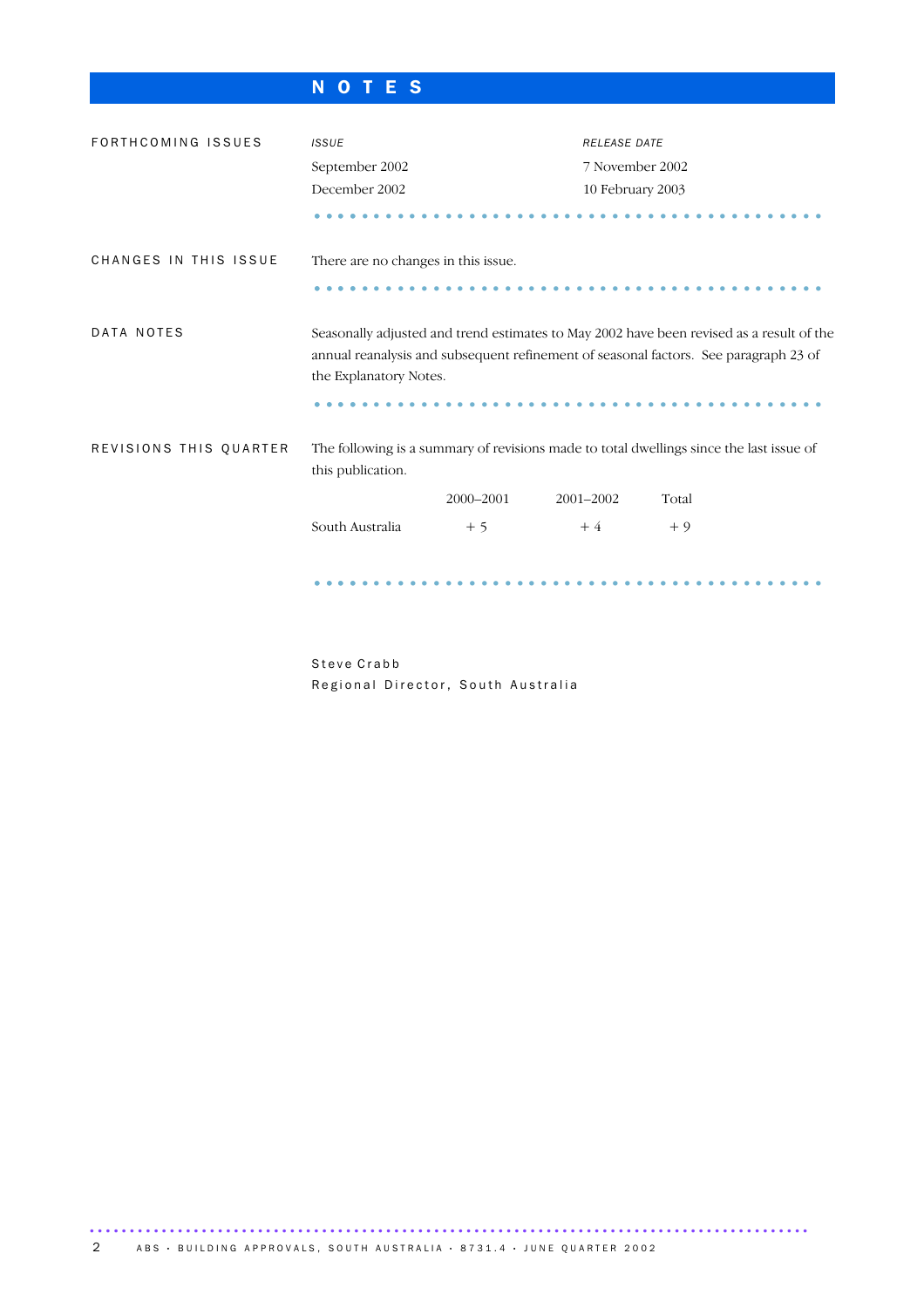# NOTES

## FORTHCOMING ISSUES

| *ISSUE* | *RELEASE DATE* |
| --- | --- |
| September 2002 | 7 November 2002 |
| December 2002 | 10 February 2003 |

## CHANGES IN THIS ISSUE

There are no changes in this issue.

## DATA NOTES

Seasonally adjusted and trend estimates to May 2002 have been revised as a result of the annual reanalysis and subsequent refinement of seasonal factors. See paragraph 23 of the Explanatory Notes.

## REVISIONS THIS QUARTER

The following is a summary of revisions made to total dwellings since the last issue of this publication.

| | 2000–2001 | 2001–2002 | Total |
| --- | --- | --- | --- |
| South Australia | + 5 | + 4 | + 9 |

Steve Crabb
Regional Director, South Australia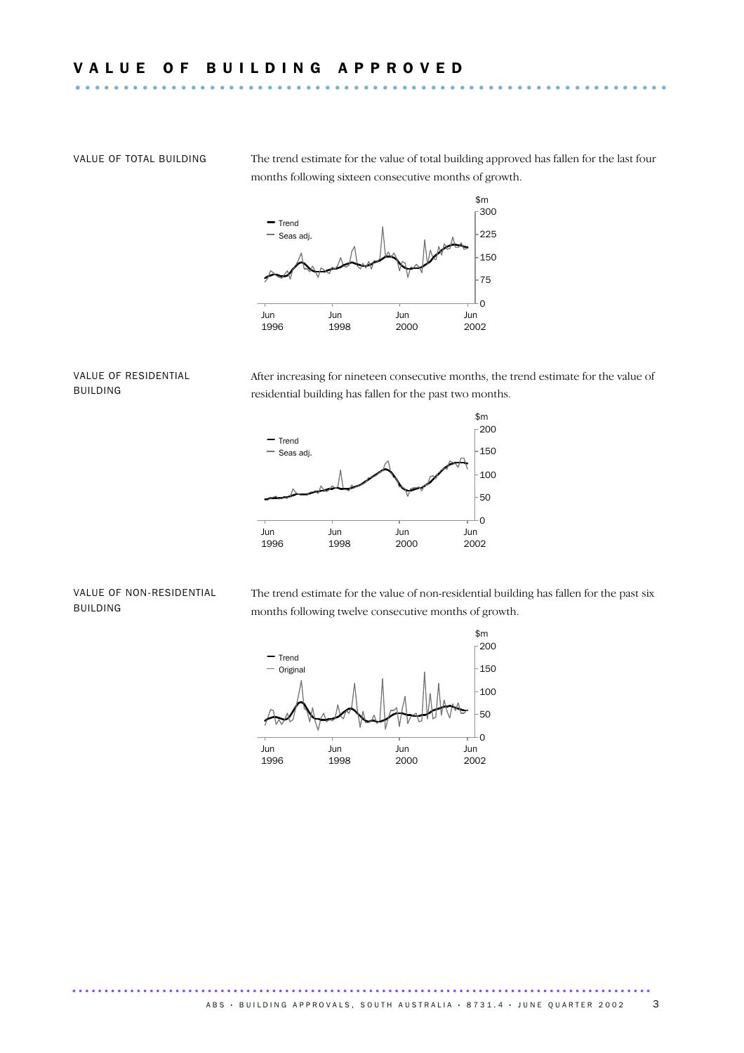# VALUE OF BUILDING APPROVED

VALUE OF TOTAL BUILDING

The trend estimate for the value of total building approved has fallen for the last four months following sixteen consecutive months of growth.

VALUE OF RESIDENTIAL BUILDING

After increasing for nineteen consecutive months, the trend estimate for the value of residential building has fallen for the past two months.

VALUE OF NON-RESIDENTIAL BUILDING

The trend estimate for the value of non-residential building has fallen for the past six months following twelve consecutive months of growth.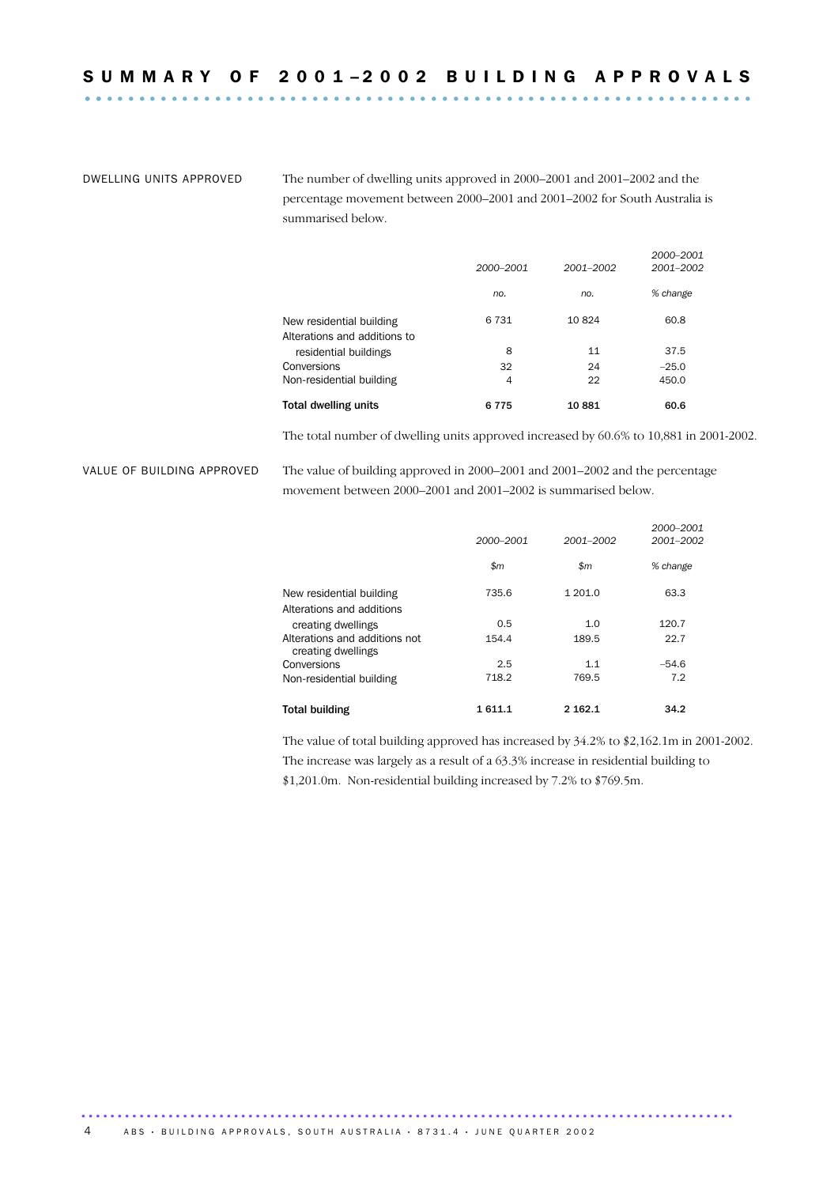# SUMMARY OF 2001–2002 BUILDING APPROVALS

## DWELLING UNITS APPROVED

The number of dwelling units approved in 2000–2001 and 2001–2002 and the percentage movement between 2000–2001 and 2001–2002 for South Australia is summarised below.

| | 2000–2001 | 2001–2002 | 2000–2001 2001–2002 |
|---|---|---|---|
| | *no.* | *no.* | *% change* |
| New residential building | 6 731 | 10 824 | 60.8 |
| Alterations and additions to residential buildings | 8 | 11 | 37.5 |
| Conversions | 32 | 24 | –25.0 |
| Non-residential building | 4 | 22 | 450.0 |
| **Total dwelling units** | **6 775** | **10 881** | **60.6** |

The total number of dwelling units approved increased by 60.6% to 10,881 in 2001-2002.

## VALUE OF BUILDING APPROVED

The value of building approved in 2000–2001 and 2001–2002 and the percentage movement between 2000–2001 and 2001–2002 is summarised below.

| | 2000–2001 | 2001–2002 | 2000–2001 2001–2002 |
|---|---|---|---|
| | *$m* | *$m* | *% change* |
| New residential building | 735.6 | 1 201.0 | 63.3 |
| Alterations and additions creating dwellings | 0.5 | 1.0 | 120.7 |
| Alterations and additions not creating dwellings | 154.4 | 189.5 | 22.7 |
| Conversions | 2.5 | 1.1 | –54.6 |
| Non-residential building | 718.2 | 769.5 | 7.2 |
| **Total building** | **1 611.1** | **2 162.1** | **34.2** |

The value of total building approved has increased by 34.2% to $2,162.1m in 2001-2002. The increase was largely as a result of a 63.3% increase in residential building to $1,201.0m. Non-residential building increased by 7.2% to $769.5m.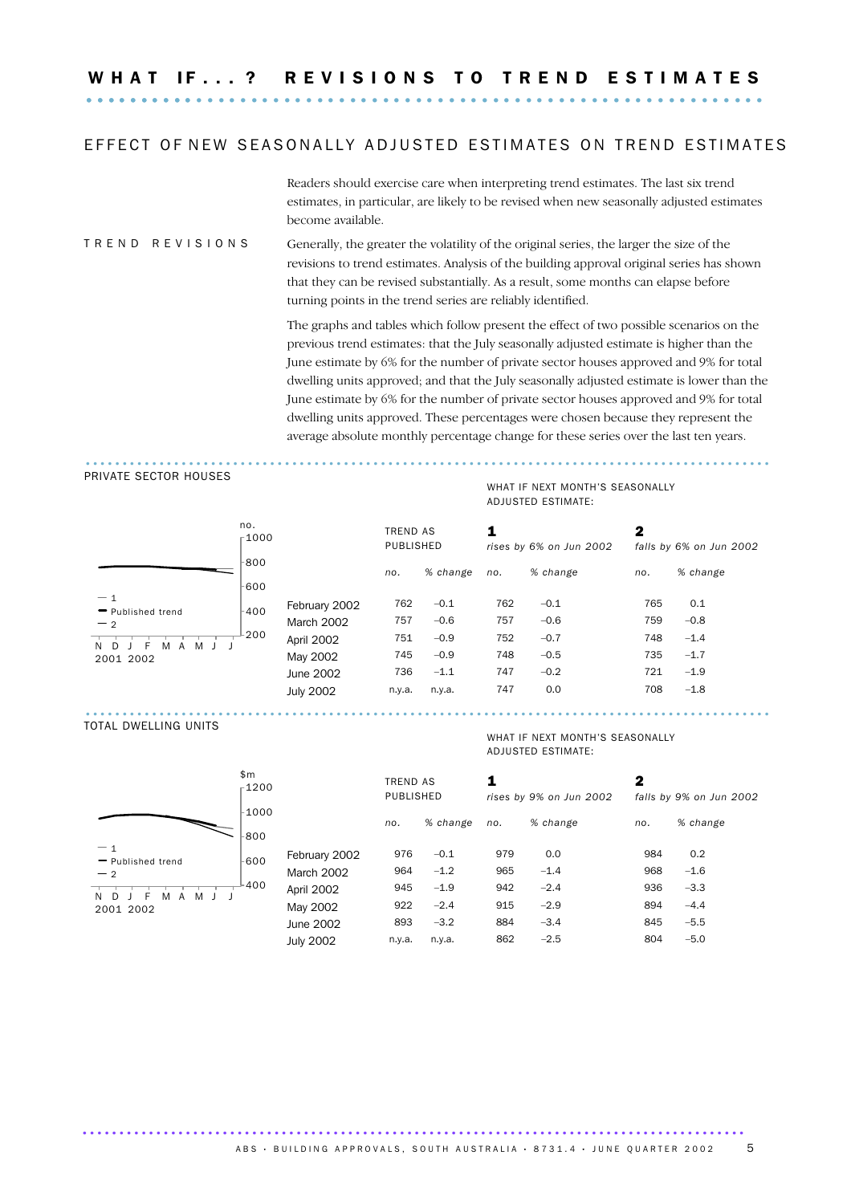# WHAT IF...? REVISIONS TO TREND ESTIMATES

## EFFECT OF NEW SEASONALLY ADJUSTED ESTIMATES ON TREND ESTIMATES

Readers should exercise care when interpreting trend estimates. The last six trend estimates, in particular, are likely to be revised when new seasonally adjusted estimates become available.

### TREND REVISIONS

Generally, the greater the volatility of the original series, the larger the size of the revisions to trend estimates. Analysis of the building approval original series has shown that they can be revised substantially. As a result, some months can elapse before turning points in the trend series are reliably identified.

The graphs and tables which follow present the effect of two possible scenarios on the previous trend estimates: that the July seasonally adjusted estimate is higher than the June estimate by 6% for the number of private sector houses approved and 9% for total dwelling units approved; and that the July seasonally adjusted estimate is lower than the June estimate by 6% for the number of private sector houses approved and 9% for total dwelling units approved. These percentages were chosen because they represent the average absolute monthly percentage change for these series over the last ten years.

### PRIVATE SECTOR HOUSES

WHAT IF NEXT MONTH'S SEASONALLY ADJUSTED ESTIMATE:

| | TREND AS PUBLISHED | | **1** *rises by 6% on Jun 2002* | | **2** *falls by 6% on Jun 2002* | |
|---|---|---|---|---|---|---|
| | *no.* | *% change* | *no.* | *% change* | *no.* | *% change* |
| February 2002 | 762 | –0.1 | 762 | –0.1 | 765 | 0.1 |
| March 2002 | 757 | –0.6 | 757 | –0.6 | 759 | –0.8 |
| April 2002 | 751 | –0.9 | 752 | –0.7 | 748 | –1.4 |
| May 2002 | 745 | –0.9 | 748 | –0.5 | 735 | –1.7 |
| June 2002 | 736 | –1.1 | 747 | –0.2 | 721 | –1.9 |
| July 2002 | n.y.a. | n.y.a. | 747 | 0.0 | 708 | –1.8 |

### TOTAL DWELLING UNITS

WHAT IF NEXT MONTH'S SEASONALLY ADJUSTED ESTIMATE:

| | TREND AS PUBLISHED | | **1** *rises by 9% on Jun 2002* | | **2** *falls by 9% on Jun 2002* | |
|---|---|---|---|---|---|---|
| | *no.* | *% change* | *no.* | *% change* | *no.* | *% change* |
| February 2002 | 976 | –0.1 | 979 | 0.0 | 984 | 0.2 |
| March 2002 | 964 | –1.2 | 965 | –1.4 | 968 | –1.6 |
| April 2002 | 945 | –1.9 | 942 | –2.4 | 936 | –3.3 |
| May 2002 | 922 | –2.4 | 915 | –2.9 | 894 | –4.4 |
| June 2002 | 893 | –3.2 | 884 | –3.4 | 845 | –5.5 |
| July 2002 | n.y.a. | n.y.a. | 862 | –2.5 | 804 | –5.0 |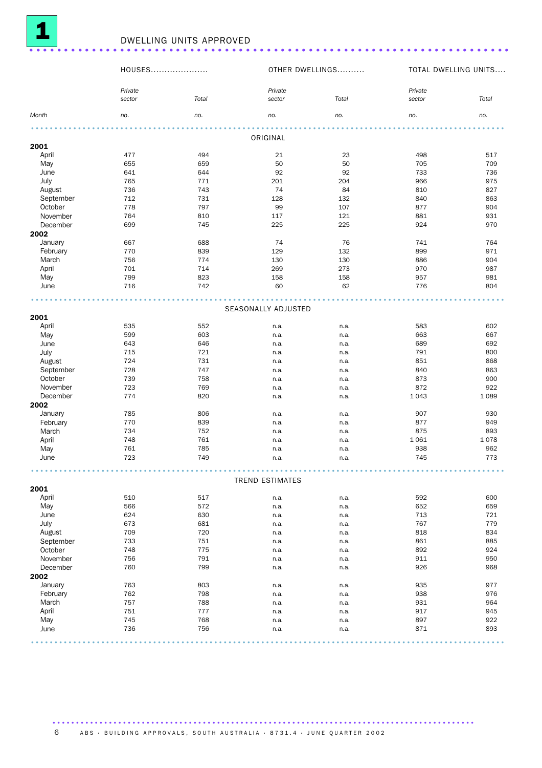# 1 DWELLING UNITS APPROVED

| | HOUSES | | OTHER DWELLINGS | | TOTAL DWELLING UNITS | |
|---|---|---|---|---|---|---|
| | *Private sector* | *Total* | *Private sector* | *Total* | *Private sector* | *Total* |
| *Month* | *no.* | *no.* | *no.* | *no.* | *no.* | *no.* |
| | | | ORIGINAL | | | |
| **2001** | | | | | | |
| April | 477 | 494 | 21 | 23 | 498 | 517 |
| May | 655 | 659 | 50 | 50 | 705 | 709 |
| June | 641 | 644 | 92 | 92 | 733 | 736 |
| July | 765 | 771 | 201 | 204 | 966 | 975 |
| August | 736 | 743 | 74 | 84 | 810 | 827 |
| September | 712 | 731 | 128 | 132 | 840 | 863 |
| October | 778 | 797 | 99 | 107 | 877 | 904 |
| November | 764 | 810 | 117 | 121 | 881 | 931 |
| December | 699 | 745 | 225 | 225 | 924 | 970 |
| **2002** | | | | | | |
| January | 667 | 688 | 74 | 76 | 741 | 764 |
| February | 770 | 839 | 129 | 132 | 899 | 971 |
| March | 756 | 774 | 130 | 130 | 886 | 904 |
| April | 701 | 714 | 269 | 273 | 970 | 987 |
| May | 799 | 823 | 158 | 158 | 957 | 981 |
| June | 716 | 742 | 60 | 62 | 776 | 804 |
| | | | SEASONALLY ADJUSTED | | | |
| **2001** | | | | | | |
| April | 535 | 552 | n.a. | n.a. | 583 | 602 |
| May | 599 | 603 | n.a. | n.a. | 663 | 667 |
| June | 643 | 646 | n.a. | n.a. | 689 | 692 |
| July | 715 | 721 | n.a. | n.a. | 791 | 800 |
| August | 724 | 731 | n.a. | n.a. | 851 | 868 |
| September | 728 | 747 | n.a. | n.a. | 840 | 863 |
| October | 739 | 758 | n.a. | n.a. | 873 | 900 |
| November | 723 | 769 | n.a. | n.a. | 872 | 922 |
| December | 774 | 820 | n.a. | n.a. | 1 043 | 1 089 |
| **2002** | | | | | | |
| January | 785 | 806 | n.a. | n.a. | 907 | 930 |
| February | 770 | 839 | n.a. | n.a. | 877 | 949 |
| March | 734 | 752 | n.a. | n.a. | 875 | 893 |
| April | 748 | 761 | n.a. | n.a. | 1 061 | 1 078 |
| May | 761 | 785 | n.a. | n.a. | 938 | 962 |
| June | 723 | 749 | n.a. | n.a. | 745 | 773 |
| | | | TREND ESTIMATES | | | |
| **2001** | | | | | | |
| April | 510 | 517 | n.a. | n.a. | 592 | 600 |
| May | 566 | 572 | n.a. | n.a. | 652 | 659 |
| June | 624 | 630 | n.a. | n.a. | 713 | 721 |
| July | 673 | 681 | n.a. | n.a. | 767 | 779 |
| August | 709 | 720 | n.a. | n.a. | 818 | 834 |
| September | 733 | 751 | n.a. | n.a. | 861 | 885 |
| October | 748 | 775 | n.a. | n.a. | 892 | 924 |
| November | 756 | 791 | n.a. | n.a. | 911 | 950 |
| December | 760 | 799 | n.a. | n.a. | 926 | 968 |
| **2002** | | | | | | |
| January | 763 | 803 | n.a. | n.a. | 935 | 977 |
| February | 762 | 798 | n.a. | n.a. | 938 | 976 |
| March | 757 | 788 | n.a. | n.a. | 931 | 964 |
| April | 751 | 777 | n.a. | n.a. | 917 | 945 |
| May | 745 | 768 | n.a. | n.a. | 897 | 922 |
| June | 736 | 756 | n.a. | n.a. | 871 | 893 |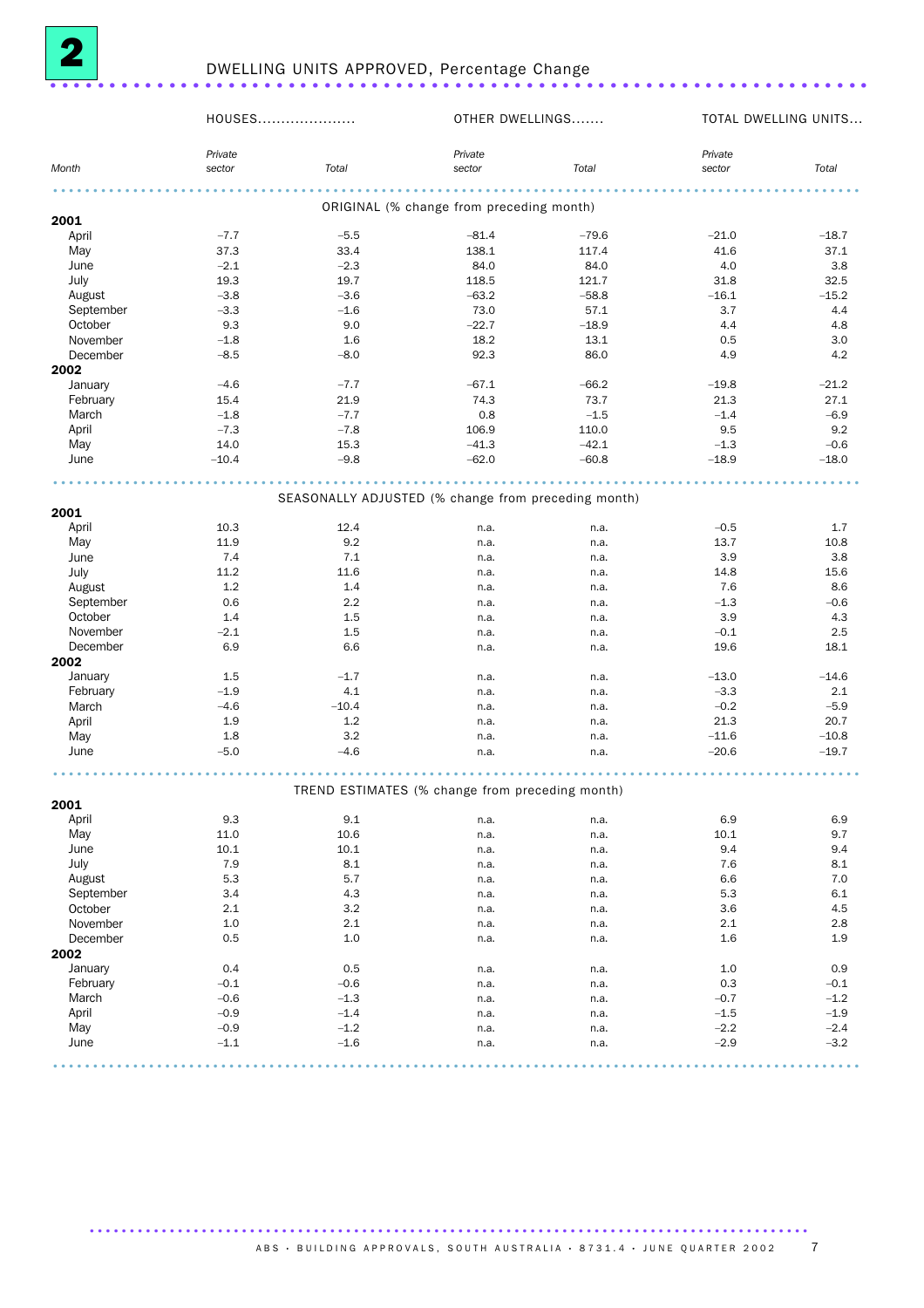## 2 DWELLING UNITS APPROVED, Percentage Change

| Month | HOUSES Private sector | HOUSES Total | OTHER DWELLINGS Private sector | OTHER DWELLINGS Total | TOTAL DWELLING UNITS Private sector | TOTAL DWELLING UNITS Total |
|---|---|---|---|---|---|---|
| **ORIGINAL (% change from preceding month)** | | | | | | |
| **2001** | | | | | | |
| April | –7.7 | –5.5 | –81.4 | –79.6 | –21.0 | –18.7 |
| May | 37.3 | 33.4 | 138.1 | 117.4 | 41.6 | 37.1 |
| June | –2.1 | –2.3 | 84.0 | 84.0 | 4.0 | 3.8 |
| July | 19.3 | 19.7 | 118.5 | 121.7 | 31.8 | 32.5 |
| August | –3.8 | –3.6 | –63.2 | –58.8 | –16.1 | –15.2 |
| September | –3.3 | –1.6 | 73.0 | 57.1 | 3.7 | 4.4 |
| October | 9.3 | 9.0 | –22.7 | –18.9 | 4.4 | 4.8 |
| November | –1.8 | 1.6 | 18.2 | 13.1 | 0.5 | 3.0 |
| December | –8.5 | –8.0 | 92.3 | 86.0 | 4.9 | 4.2 |
| **2002** | | | | | | |
| January | –4.6 | –7.7 | –67.1 | –66.2 | –19.8 | –21.2 |
| February | 15.4 | 21.9 | 74.3 | 73.7 | 21.3 | 27.1 |
| March | –1.8 | –7.7 | 0.8 | –1.5 | –1.4 | –6.9 |
| April | –7.3 | –7.8 | 106.9 | 110.0 | 9.5 | 9.2 |
| May | 14.0 | 15.3 | –41.3 | –42.1 | –1.3 | –0.6 |
| June | –10.4 | –9.8 | –62.0 | –60.8 | –18.9 | –18.0 |
| **SEASONALLY ADJUSTED (% change from preceding month)** | | | | | | |
| **2001** | | | | | | |
| April | 10.3 | 12.4 | n.a. | n.a. | –0.5 | 1.7 |
| May | 11.9 | 9.2 | n.a. | n.a. | 13.7 | 10.8 |
| June | 7.4 | 7.1 | n.a. | n.a. | 3.9 | 3.8 |
| July | 11.2 | 11.6 | n.a. | n.a. | 14.8 | 15.6 |
| August | 1.2 | 1.4 | n.a. | n.a. | 7.6 | 8.6 |
| September | 0.6 | 2.2 | n.a. | n.a. | –1.3 | –0.6 |
| October | 1.4 | 1.5 | n.a. | n.a. | 3.9 | 4.3 |
| November | –2.1 | 1.5 | n.a. | n.a. | –0.1 | 2.5 |
| December | 6.9 | 6.6 | n.a. | n.a. | 19.6 | 18.1 |
| **2002** | | | | | | |
| January | 1.5 | –1.7 | n.a. | n.a. | –13.0 | –14.6 |
| February | –1.9 | 4.1 | n.a. | n.a. | –3.3 | 2.1 |
| March | –4.6 | –10.4 | n.a. | n.a. | –0.2 | –5.9 |
| April | 1.9 | 1.2 | n.a. | n.a. | 21.3 | 20.7 |
| May | 1.8 | 3.2 | n.a. | n.a. | –11.6 | –10.8 |
| June | –5.0 | –4.6 | n.a. | n.a. | –20.6 | –19.7 |
| **TREND ESTIMATES (% change from preceding month)** | | | | | | |
| **2001** | | | | | | |
| April | 9.3 | 9.1 | n.a. | n.a. | 6.9 | 6.9 |
| May | 11.0 | 10.6 | n.a. | n.a. | 10.1 | 9.7 |
| June | 10.1 | 10.1 | n.a. | n.a. | 9.4 | 9.4 |
| July | 7.9 | 8.1 | n.a. | n.a. | 7.6 | 8.1 |
| August | 5.3 | 5.7 | n.a. | n.a. | 6.6 | 7.0 |
| September | 3.4 | 4.3 | n.a. | n.a. | 5.3 | 6.1 |
| October | 2.1 | 3.2 | n.a. | n.a. | 3.6 | 4.5 |
| November | 1.0 | 2.1 | n.a. | n.a. | 2.1 | 2.8 |
| December | 0.5 | 1.0 | n.a. | n.a. | 1.6 | 1.9 |
| **2002** | | | | | | |
| January | 0.4 | 0.5 | n.a. | n.a. | 1.0 | 0.9 |
| February | –0.1 | –0.6 | n.a. | n.a. | 0.3 | –0.1 |
| March | –0.6 | –1.3 | n.a. | n.a. | –0.7 | –1.2 |
| April | –0.9 | –1.4 | n.a. | n.a. | –1.5 | –1.9 |
| May | –0.9 | –1.2 | n.a. | n.a. | –2.2 | –2.4 |
| June | –1.1 | –1.6 | n.a. | n.a. | –2.9 | –3.2 |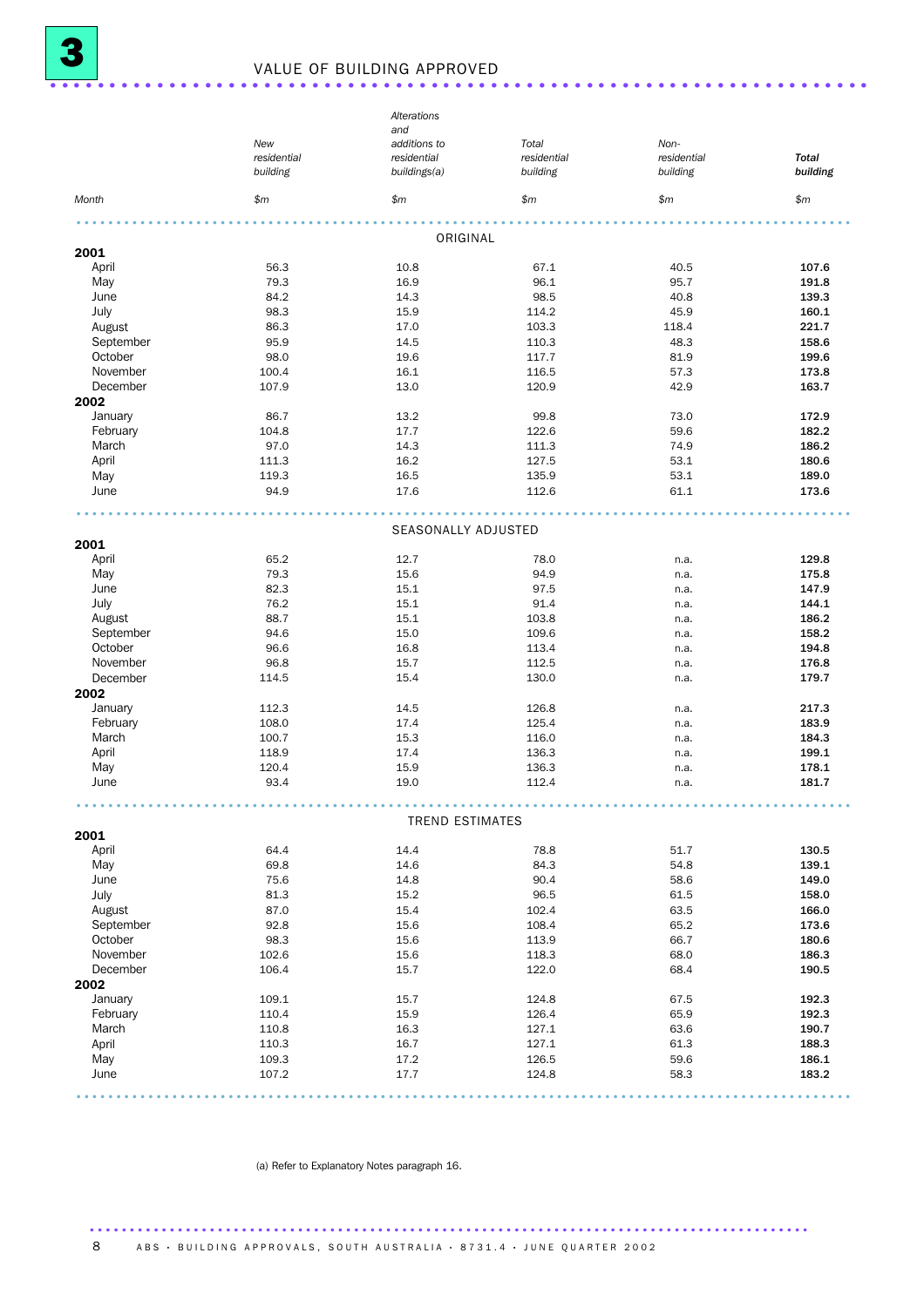# 3 VALUE OF BUILDING APPROVED

| Month | New residential building | Alterations and additions to residential buildings(a) | Total residential building | Non-residential building | **Total building** |
|---|---|---|---|---|---|
| | $m | $m | $m | $m | $m |
| | | | ORIGINAL | | |
| **2001** | | | | | |
| April | 56.3 | 10.8 | 67.1 | 40.5 | **107.6** |
| May | 79.3 | 16.9 | 96.1 | 95.7 | **191.8** |
| June | 84.2 | 14.3 | 98.5 | 40.8 | **139.3** |
| July | 98.3 | 15.9 | 114.2 | 45.9 | **160.1** |
| August | 86.3 | 17.0 | 103.3 | 118.4 | **221.7** |
| September | 95.9 | 14.5 | 110.3 | 48.3 | **158.6** |
| October | 98.0 | 19.6 | 117.7 | 81.9 | **199.6** |
| November | 100.4 | 16.1 | 116.5 | 57.3 | **173.8** |
| December | 107.9 | 13.0 | 120.9 | 42.9 | **163.7** |
| **2002** | | | | | |
| January | 86.7 | 13.2 | 99.8 | 73.0 | **172.9** |
| February | 104.8 | 17.7 | 122.6 | 59.6 | **182.2** |
| March | 97.0 | 14.3 | 111.3 | 74.9 | **186.2** |
| April | 111.3 | 16.2 | 127.5 | 53.1 | **180.6** |
| May | 119.3 | 16.5 | 135.9 | 53.1 | **189.0** |
| June | 94.9 | 17.6 | 112.6 | 61.1 | **173.6** |
| | | | SEASONALLY ADJUSTED | | |
| **2001** | | | | | |
| April | 65.2 | 12.7 | 78.0 | n.a. | **129.8** |
| May | 79.3 | 15.6 | 94.9 | n.a. | **175.8** |
| June | 82.3 | 15.1 | 97.5 | n.a. | **147.9** |
| July | 76.2 | 15.1 | 91.4 | n.a. | **144.1** |
| August | 88.7 | 15.1 | 103.8 | n.a. | **186.2** |
| September | 94.6 | 15.0 | 109.6 | n.a. | **158.2** |
| October | 96.6 | 16.8 | 113.4 | n.a. | **194.8** |
| November | 96.8 | 15.7 | 112.5 | n.a. | **176.8** |
| December | 114.5 | 15.4 | 130.0 | n.a. | **179.7** |
| **2002** | | | | | |
| January | 112.3 | 14.5 | 126.8 | n.a. | **217.3** |
| February | 108.0 | 17.4 | 125.4 | n.a. | **183.9** |
| March | 100.7 | 15.3 | 116.0 | n.a. | **184.3** |
| April | 118.9 | 17.4 | 136.3 | n.a. | **199.1** |
| May | 120.4 | 15.9 | 136.3 | n.a. | **178.1** |
| June | 93.4 | 19.0 | 112.4 | n.a. | **181.7** |
| | | | TREND ESTIMATES | | |
| **2001** | | | | | |
| April | 64.4 | 14.4 | 78.8 | 51.7 | **130.5** |
| May | 69.8 | 14.6 | 84.3 | 54.8 | **139.1** |
| June | 75.6 | 14.8 | 90.4 | 58.6 | **149.0** |
| July | 81.3 | 15.2 | 96.5 | 61.5 | **158.0** |
| August | 87.0 | 15.4 | 102.4 | 63.5 | **166.0** |
| September | 92.8 | 15.6 | 108.4 | 65.2 | **173.6** |
| October | 98.3 | 15.6 | 113.9 | 66.7 | **180.6** |
| November | 102.6 | 15.6 | 118.3 | 68.0 | **186.3** |
| December | 106.4 | 15.7 | 122.0 | 68.4 | **190.5** |
| **2002** | | | | | |
| January | 109.1 | 15.7 | 124.8 | 67.5 | **192.3** |
| February | 110.4 | 15.9 | 126.4 | 65.9 | **192.3** |
| March | 110.8 | 16.3 | 127.1 | 63.6 | **190.7** |
| April | 110.3 | 16.7 | 127.1 | 61.3 | **188.3** |
| May | 109.3 | 17.2 | 126.5 | 59.6 | **186.1** |
| June | 107.2 | 17.7 | 124.8 | 58.3 | **183.2** |

(a) Refer to Explanatory Notes paragraph 16.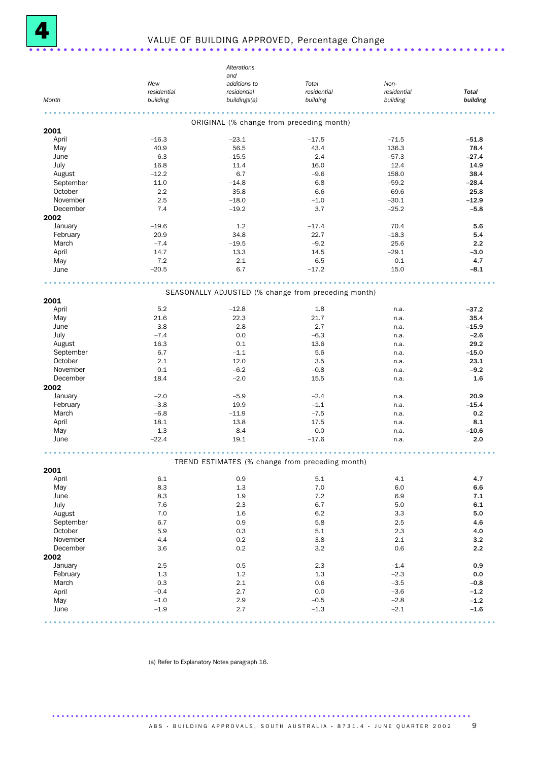# 4 VALUE OF BUILDING APPROVED, Percentage Change

| Month | *New residential building* | *Alterations and additions to residential buildings(a)* | *Total residential building* | *Non-residential building* | ***Total building*** |
|---|---|---|---|---|---|
| | | | **ORIGINAL (% change from preceding month)** | | |
| **2001** | | | | | |
| April | –16.3 | –23.1 | –17.5 | –71.5 | **–51.8** |
| May | 40.9 | 56.5 | 43.4 | 136.3 | **78.4** |
| June | 6.3 | –15.5 | 2.4 | –57.3 | **–27.4** |
| July | 16.8 | 11.4 | 16.0 | 12.4 | **14.9** |
| August | –12.2 | 6.7 | –9.6 | 158.0 | **38.4** |
| September | 11.0 | –14.8 | 6.8 | –59.2 | **–28.4** |
| October | 2.2 | 35.8 | 6.6 | 69.6 | **25.8** |
| November | 2.5 | –18.0 | –1.0 | –30.1 | **–12.9** |
| December | 7.4 | –19.2 | 3.7 | –25.2 | **–5.8** |
| **2002** | | | | | |
| January | –19.6 | 1.2 | –17.4 | 70.4 | **5.6** |
| February | 20.9 | 34.8 | 22.7 | –18.3 | **5.4** |
| March | –7.4 | –19.5 | –9.2 | 25.6 | **2.2** |
| April | 14.7 | 13.3 | 14.5 | –29.1 | **–3.0** |
| May | 7.2 | 2.1 | 6.5 | 0.1 | **4.7** |
| June | –20.5 | 6.7 | –17.2 | 15.0 | **–8.1** |
| | | | **SEASONALLY ADJUSTED (% change from preceding month)** | | |
| **2001** | | | | | |
| April | 5.2 | –12.8 | 1.8 | n.a. | **–37.2** |
| May | 21.6 | 22.3 | 21.7 | n.a. | **35.4** |
| June | 3.8 | –2.8 | 2.7 | n.a. | **–15.9** |
| July | –7.4 | 0.0 | –6.3 | n.a. | **–2.6** |
| August | 16.3 | 0.1 | 13.6 | n.a. | **29.2** |
| September | 6.7 | –1.1 | 5.6 | n.a. | **–15.0** |
| October | 2.1 | 12.0 | 3.5 | n.a. | **23.1** |
| November | 0.1 | –6.2 | –0.8 | n.a. | **–9.2** |
| December | 18.4 | –2.0 | 15.5 | n.a. | **1.6** |
| **2002** | | | | | |
| January | –2.0 | –5.9 | –2.4 | n.a. | **20.9** |
| February | –3.8 | 19.9 | –1.1 | n.a. | **–15.4** |
| March | –6.8 | –11.9 | –7.5 | n.a. | **0.2** |
| April | 18.1 | 13.8 | 17.5 | n.a. | **8.1** |
| May | 1.3 | –8.4 | 0.0 | n.a. | **–10.6** |
| June | –22.4 | 19.1 | –17.6 | n.a. | **2.0** |
| | | | **TREND ESTIMATES (% change from preceding month)** | | |
| **2001** | | | | | |
| April | 6.1 | 0.9 | 5.1 | 4.1 | **4.7** |
| May | 8.3 | 1.3 | 7.0 | 6.0 | **6.6** |
| June | 8.3 | 1.9 | 7.2 | 6.9 | **7.1** |
| July | 7.6 | 2.3 | 6.7 | 5.0 | **6.1** |
| August | 7.0 | 1.6 | 6.2 | 3.3 | **5.0** |
| September | 6.7 | 0.9 | 5.8 | 2.5 | **4.6** |
| October | 5.9 | 0.3 | 5.1 | 2.3 | **4.0** |
| November | 4.4 | 0.2 | 3.8 | 2.1 | **3.2** |
| December | 3.6 | 0.2 | 3.2 | 0.6 | **2.2** |
| **2002** | | | | | |
| January | 2.5 | 0.5 | 2.3 | –1.4 | **0.9** |
| February | 1.3 | 1.2 | 1.3 | –2.3 | **0.0** |
| March | 0.3 | 2.1 | 0.6 | –3.5 | **–0.8** |
| April | –0.4 | 2.7 | 0.0 | –3.6 | **–1.2** |
| May | –1.0 | 2.9 | –0.5 | –2.8 | **–1.2** |
| June | –1.9 | 2.7 | –1.3 | –2.1 | **–1.6** |

(a) Refer to Explanatory Notes paragraph 16.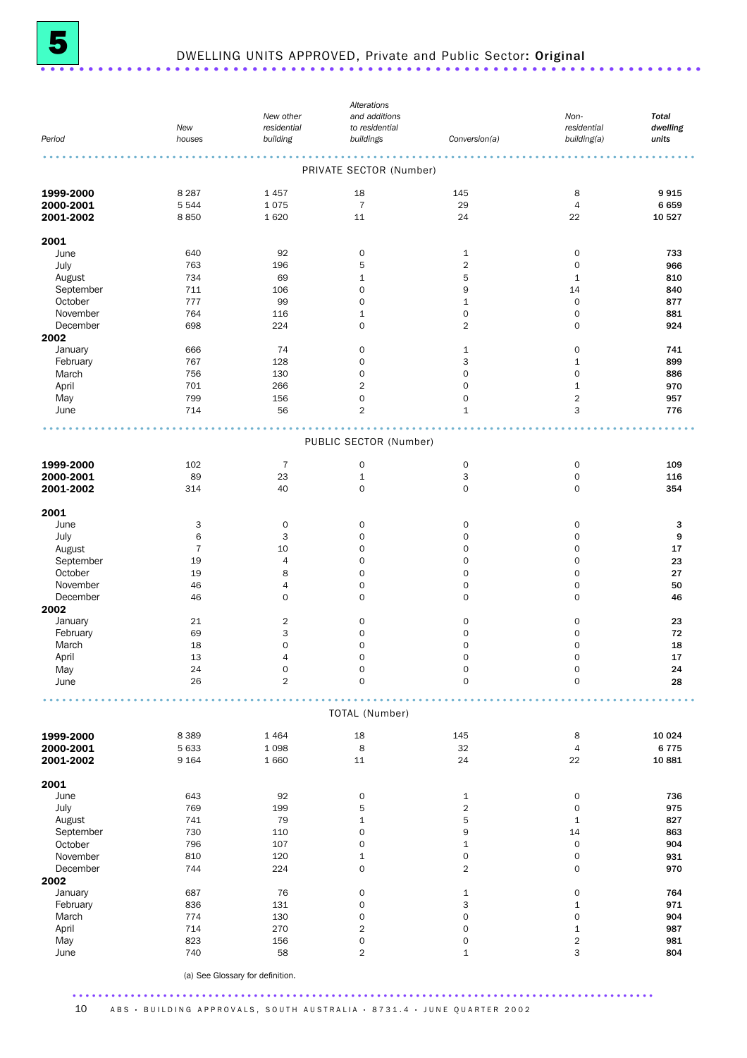# 5 DWELLING UNITS APPROVED, Private and Public Sector: Original

| Period | New houses | New other residential building | Alterations and additions to residential buildings | Conversion(a) | Non-residential building(a) | Total dwelling units |
|---|---|---|---|---|---|---|
| | | | **PRIVATE SECTOR (Number)** | | | |
| **1999-2000** | 8 287 | 1 457 | 18 | 145 | 8 | **9 915** |
| **2000-2001** | 5 544 | 1 075 | 7 | 29 | 4 | **6 659** |
| **2001-2002** | 8 850 | 1 620 | 11 | 24 | 22 | **10 527** |
| **2001** | | | | | | |
| June | 640 | 92 | 0 | 1 | 0 | **733** |
| July | 763 | 196 | 5 | 2 | 0 | **966** |
| August | 734 | 69 | 1 | 5 | 1 | **810** |
| September | 711 | 106 | 0 | 9 | 14 | **840** |
| October | 777 | 99 | 0 | 1 | 0 | **877** |
| November | 764 | 116 | 1 | 0 | 0 | **881** |
| December | 698 | 224 | 0 | 2 | 0 | **924** |
| **2002** | | | | | | |
| January | 666 | 74 | 0 | 1 | 0 | **741** |
| February | 767 | 128 | 0 | 3 | 1 | **899** |
| March | 756 | 130 | 0 | 0 | 0 | **886** |
| April | 701 | 266 | 2 | 0 | 1 | **970** |
| May | 799 | 156 | 0 | 0 | 2 | **957** |
| June | 714 | 56 | 2 | 1 | 3 | **776** |
| | | | **PUBLIC SECTOR (Number)** | | | |
| **1999-2000** | 102 | 7 | 0 | 0 | 0 | **109** |
| **2000-2001** | 89 | 23 | 1 | 3 | 0 | **116** |
| **2001-2002** | 314 | 40 | 0 | 0 | 0 | **354** |
| **2001** | | | | | | |
| June | 3 | 0 | 0 | 0 | 0 | **3** |
| July | 6 | 3 | 0 | 0 | 0 | **9** |
| August | 7 | 10 | 0 | 0 | 0 | **17** |
| September | 19 | 4 | 0 | 0 | 0 | **23** |
| October | 19 | 8 | 0 | 0 | 0 | **27** |
| November | 46 | 4 | 0 | 0 | 0 | **50** |
| December | 46 | 0 | 0 | 0 | 0 | **46** |
| **2002** | | | | | | |
| January | 21 | 2 | 0 | 0 | 0 | **23** |
| February | 69 | 3 | 0 | 0 | 0 | **72** |
| March | 18 | 0 | 0 | 0 | 0 | **18** |
| April | 13 | 4 | 0 | 0 | 0 | **17** |
| May | 24 | 0 | 0 | 0 | 0 | **24** |
| June | 26 | 2 | 0 | 0 | 0 | **28** |
| | | | **TOTAL (Number)** | | | |
| **1999-2000** | 8 389 | 1 464 | 18 | 145 | 8 | **10 024** |
| **2000-2001** | 5 633 | 1 098 | 8 | 32 | 4 | **6 775** |
| **2001-2002** | 9 164 | 1 660 | 11 | 24 | 22 | **10 881** |
| **2001** | | | | | | |
| June | 643 | 92 | 0 | 1 | 0 | **736** |
| July | 769 | 199 | 5 | 2 | 0 | **975** |
| August | 741 | 79 | 1 | 5 | 1 | **827** |
| September | 730 | 110 | 0 | 9 | 14 | **863** |
| October | 796 | 107 | 0 | 1 | 0 | **904** |
| November | 810 | 120 | 1 | 0 | 0 | **931** |
| December | 744 | 224 | 0 | 2 | 0 | **970** |
| **2002** | | | | | | |
| January | 687 | 76 | 0 | 1 | 0 | **764** |
| February | 836 | 131 | 0 | 3 | 1 | **971** |
| March | 774 | 130 | 0 | 0 | 0 | **904** |
| April | 714 | 270 | 2 | 0 | 1 | **987** |
| May | 823 | 156 | 0 | 0 | 2 | **981** |
| June | 740 | 58 | 2 | 1 | 3 | **804** |

(a) See Glossary for definition.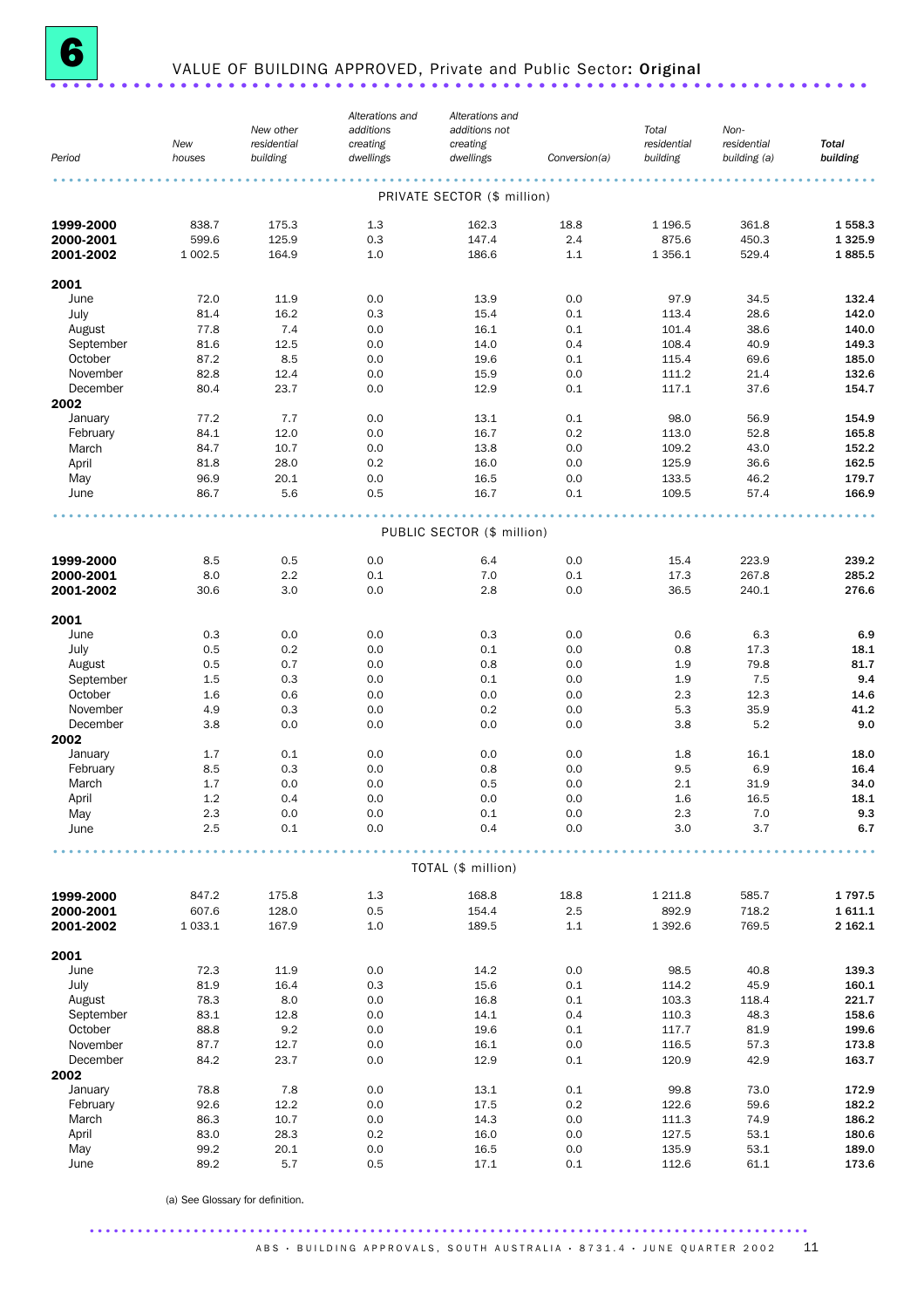# 6 VALUE OF BUILDING APPROVED, Private and Public Sector: **Original**

| Period | New houses | New other residential building | Alterations and additions creating dwellings | Alterations and additions not creating dwellings | Conversion(a) | Total residential building | Non-residential building (a) | Total building |
|---|---|---|---|---|---|---|---|---|
| | | | | PRIVATE SECTOR ($ million) | | | | |
| **1999-2000** | 838.7 | 175.3 | 1.3 | 162.3 | 18.8 | 1 196.5 | 361.8 | **1 558.3** |
| **2000-2001** | 599.6 | 125.9 | 0.3 | 147.4 | 2.4 | 875.6 | 450.3 | **1 325.9** |
| **2001-2002** | 1 002.5 | 164.9 | 1.0 | 186.6 | 1.1 | 1 356.1 | 529.4 | **1 885.5** |
| **2001** | | | | | | | | |
| June | 72.0 | 11.9 | 0.0 | 13.9 | 0.0 | 97.9 | 34.5 | **132.4** |
| July | 81.4 | 16.2 | 0.3 | 15.4 | 0.1 | 113.4 | 28.6 | **142.0** |
| August | 77.8 | 7.4 | 0.0 | 16.1 | 0.1 | 101.4 | 38.6 | **140.0** |
| September | 81.6 | 12.5 | 0.0 | 14.0 | 0.4 | 108.4 | 40.9 | **149.3** |
| October | 87.2 | 8.5 | 0.0 | 19.6 | 0.1 | 115.4 | 69.6 | **185.0** |
| November | 82.8 | 12.4 | 0.0 | 15.9 | 0.0 | 111.2 | 21.4 | **132.6** |
| December | 80.4 | 23.7 | 0.0 | 12.9 | 0.1 | 117.1 | 37.6 | **154.7** |
| **2002** | | | | | | | | |
| January | 77.2 | 7.7 | 0.0 | 13.1 | 0.1 | 98.0 | 56.9 | **154.9** |
| February | 84.1 | 12.0 | 0.0 | 16.7 | 0.2 | 113.0 | 52.8 | **165.8** |
| March | 84.7 | 10.7 | 0.0 | 13.8 | 0.0 | 109.2 | 43.0 | **152.2** |
| April | 81.8 | 28.0 | 0.2 | 16.0 | 0.0 | 125.9 | 36.6 | **162.5** |
| May | 96.9 | 20.1 | 0.0 | 16.5 | 0.0 | 133.5 | 46.2 | **179.7** |
| June | 86.7 | 5.6 | 0.5 | 16.7 | 0.1 | 109.5 | 57.4 | **166.9** |
| | | | | PUBLIC SECTOR ($ million) | | | | |
| **1999-2000** | 8.5 | 0.5 | 0.0 | 6.4 | 0.0 | 15.4 | 223.9 | **239.2** |
| **2000-2001** | 8.0 | 2.2 | 0.1 | 7.0 | 0.1 | 17.3 | 267.8 | **285.2** |
| **2001-2002** | 30.6 | 3.0 | 0.0 | 2.8 | 0.0 | 36.5 | 240.1 | **276.6** |
| **2001** | | | | | | | | |
| June | 0.3 | 0.0 | 0.0 | 0.3 | 0.0 | 0.6 | 6.3 | **6.9** |
| July | 0.5 | 0.2 | 0.0 | 0.1 | 0.0 | 0.8 | 17.3 | **18.1** |
| August | 0.5 | 0.7 | 0.0 | 0.8 | 0.0 | 1.9 | 79.8 | **81.7** |
| September | 1.5 | 0.3 | 0.0 | 0.1 | 0.0 | 1.9 | 7.5 | **9.4** |
| October | 1.6 | 0.6 | 0.0 | 0.0 | 0.0 | 2.3 | 12.3 | **14.6** |
| November | 4.9 | 0.3 | 0.0 | 0.2 | 0.0 | 5.3 | 35.9 | **41.2** |
| December | 3.8 | 0.0 | 0.0 | 0.0 | 0.0 | 3.8 | 5.2 | **9.0** |
| **2002** | | | | | | | | |
| January | 1.7 | 0.1 | 0.0 | 0.0 | 0.0 | 1.8 | 16.1 | **18.0** |
| February | 8.5 | 0.3 | 0.0 | 0.8 | 0.0 | 9.5 | 6.9 | **16.4** |
| March | 1.7 | 0.0 | 0.0 | 0.5 | 0.0 | 2.1 | 31.9 | **34.0** |
| April | 1.2 | 0.4 | 0.0 | 0.0 | 0.0 | 1.6 | 16.5 | **18.1** |
| May | 2.3 | 0.0 | 0.0 | 0.1 | 0.0 | 2.3 | 7.0 | **9.3** |
| June | 2.5 | 0.1 | 0.0 | 0.4 | 0.0 | 3.0 | 3.7 | **6.7** |
| | | | | TOTAL ($ million) | | | | |
| **1999-2000** | 847.2 | 175.8 | 1.3 | 168.8 | 18.8 | 1 211.8 | 585.7 | **1 797.5** |
| **2000-2001** | 607.6 | 128.0 | 0.5 | 154.4 | 2.5 | 892.9 | 718.2 | **1 611.1** |
| **2001-2002** | 1 033.1 | 167.9 | 1.0 | 189.5 | 1.1 | 1 392.6 | 769.5 | **2 162.1** |
| **2001** | | | | | | | | |
| June | 72.3 | 11.9 | 0.0 | 14.2 | 0.0 | 98.5 | 40.8 | **139.3** |
| July | 81.9 | 16.4 | 0.3 | 15.6 | 0.1 | 114.2 | 45.9 | **160.1** |
| August | 78.3 | 8.0 | 0.0 | 16.8 | 0.1 | 103.3 | 118.4 | **221.7** |
| September | 83.1 | 12.8 | 0.0 | 14.1 | 0.4 | 110.3 | 48.3 | **158.6** |
| October | 88.8 | 9.2 | 0.0 | 19.6 | 0.1 | 117.7 | 81.9 | **199.6** |
| November | 87.7 | 12.7 | 0.0 | 16.1 | 0.0 | 116.5 | 57.3 | **173.8** |
| December | 84.2 | 23.7 | 0.0 | 12.9 | 0.1 | 120.9 | 42.9 | **163.7** |
| **2002** | | | | | | | | |
| January | 78.8 | 7.8 | 0.0 | 13.1 | 0.1 | 99.8 | 73.0 | **172.9** |
| February | 92.6 | 12.2 | 0.0 | 17.5 | 0.2 | 122.6 | 59.6 | **182.2** |
| March | 86.3 | 10.7 | 0.0 | 14.3 | 0.0 | 111.3 | 74.9 | **186.2** |
| April | 83.0 | 28.3 | 0.2 | 16.0 | 0.0 | 127.5 | 53.1 | **180.6** |
| May | 99.2 | 20.1 | 0.0 | 16.5 | 0.0 | 135.9 | 53.1 | **189.0** |
| June | 89.2 | 5.7 | 0.5 | 17.1 | 0.1 | 112.6 | 61.1 | **173.6** |

(a) See Glossary for definition.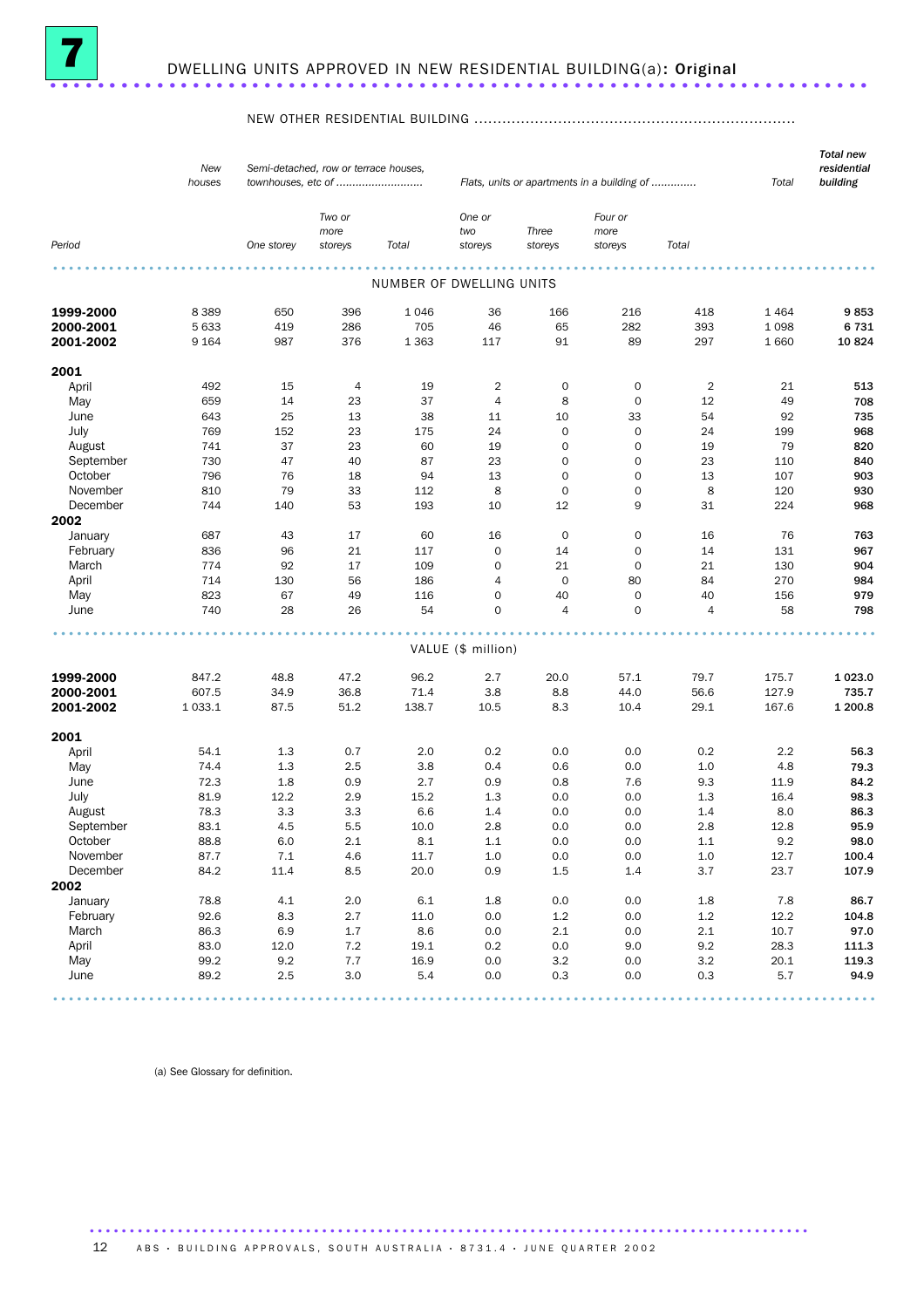# 7 DWELLING UNITS APPROVED IN NEW RESIDENTIAL BUILDING(a): Original

| Period | New houses | NEW OTHER RESIDENTIAL BUILDING — Semi-detached, row or terrace houses, townhouses, etc of — One storey | Two or more storeys | Total | Flats, units or apartments in a building of — One or two storeys | Three storeys | Four or more storeys | Total | Total | Total new residential building |
|---|---|---|---|---|---|---|---|---|---|---|
| | | | | | | | | | | |
| **NUMBER OF DWELLING UNITS** | | | | | | | | | | |
| **1999-2000** | 8 389 | 650 | 396 | 1 046 | 36 | 166 | 216 | 418 | 1 464 | **9 853** |
| **2000-2001** | 5 633 | 419 | 286 | 705 | 46 | 65 | 282 | 393 | 1 098 | **6 731** |
| **2001-2002** | 9 164 | 987 | 376 | 1 363 | 117 | 91 | 89 | 297 | 1 660 | **10 824** |
| **2001** | | | | | | | | | | |
| April | 492 | 15 | 4 | 19 | 2 | 0 | 0 | 2 | 21 | **513** |
| May | 659 | 14 | 23 | 37 | 4 | 8 | 0 | 12 | 49 | **708** |
| June | 643 | 25 | 13 | 38 | 11 | 10 | 33 | 54 | 92 | **735** |
| July | 769 | 152 | 23 | 175 | 24 | 0 | 0 | 24 | 199 | **968** |
| August | 741 | 37 | 23 | 60 | 19 | 0 | 0 | 19 | 79 | **820** |
| September | 730 | 47 | 40 | 87 | 23 | 0 | 0 | 23 | 110 | **840** |
| October | 796 | 76 | 18 | 94 | 13 | 0 | 0 | 13 | 107 | **903** |
| November | 810 | 79 | 33 | 112 | 8 | 0 | 0 | 8 | 120 | **930** |
| December | 744 | 140 | 53 | 193 | 10 | 12 | 9 | 31 | 224 | **968** |
| **2002** | | | | | | | | | | |
| January | 687 | 43 | 17 | 60 | 16 | 0 | 0 | 16 | 76 | **763** |
| February | 836 | 96 | 21 | 117 | 0 | 14 | 0 | 14 | 131 | **967** |
| March | 774 | 92 | 17 | 109 | 0 | 21 | 0 | 21 | 130 | **904** |
| April | 714 | 130 | 56 | 186 | 4 | 0 | 80 | 84 | 270 | **984** |
| May | 823 | 67 | 49 | 116 | 0 | 40 | 0 | 40 | 156 | **979** |
| June | 740 | 28 | 26 | 54 | 0 | 4 | 0 | 4 | 58 | **798** |
| **VALUE ($ million)** | | | | | | | | | | |
| **1999-2000** | 847.2 | 48.8 | 47.2 | 96.2 | 2.7 | 20.0 | 57.1 | 79.7 | 175.7 | **1 023.0** |
| **2000-2001** | 607.5 | 34.9 | 36.8 | 71.4 | 3.8 | 8.8 | 44.0 | 56.6 | 127.9 | **735.7** |
| **2001-2002** | 1 033.1 | 87.5 | 51.2 | 138.7 | 10.5 | 8.3 | 10.4 | 29.1 | 167.6 | **1 200.8** |
| **2001** | | | | | | | | | | |
| April | 54.1 | 1.3 | 0.7 | 2.0 | 0.2 | 0.0 | 0.0 | 0.2 | 2.2 | **56.3** |
| May | 74.4 | 1.3 | 2.5 | 3.8 | 0.4 | 0.6 | 0.0 | 1.0 | 4.8 | **79.3** |
| June | 72.3 | 1.8 | 0.9 | 2.7 | 0.9 | 0.8 | 7.6 | 9.3 | 11.9 | **84.2** |
| July | 81.9 | 12.2 | 2.9 | 15.2 | 1.3 | 0.0 | 0.0 | 1.3 | 16.4 | **98.3** |
| August | 78.3 | 3.3 | 3.3 | 6.6 | 1.4 | 0.0 | 0.0 | 1.4 | 8.0 | **86.3** |
| September | 83.1 | 4.5 | 5.5 | 10.0 | 2.8 | 0.0 | 0.0 | 2.8 | 12.8 | **95.9** |
| October | 88.8 | 6.0 | 2.1 | 8.1 | 1.1 | 0.0 | 0.0 | 1.1 | 9.2 | **98.0** |
| November | 87.7 | 7.1 | 4.6 | 11.7 | 1.0 | 0.0 | 0.0 | 1.0 | 12.7 | **100.4** |
| December | 84.2 | 11.4 | 8.5 | 20.0 | 0.9 | 1.5 | 1.4 | 3.7 | 23.7 | **107.9** |
| **2002** | | | | | | | | | | |
| January | 78.8 | 4.1 | 2.0 | 6.1 | 1.8 | 0.0 | 0.0 | 1.8 | 7.8 | **86.7** |
| February | 92.6 | 8.3 | 2.7 | 11.0 | 0.0 | 1.2 | 0.0 | 1.2 | 12.2 | **104.8** |
| March | 86.3 | 6.9 | 1.7 | 8.6 | 0.0 | 2.1 | 0.0 | 2.1 | 10.7 | **97.0** |
| April | 83.0 | 12.0 | 7.2 | 19.1 | 0.2 | 0.0 | 9.0 | 9.2 | 28.3 | **111.3** |
| May | 99.2 | 9.2 | 7.7 | 16.9 | 0.0 | 3.2 | 0.0 | 3.2 | 20.1 | **119.3** |
| June | 89.2 | 2.5 | 3.0 | 5.4 | 0.0 | 0.3 | 0.0 | 0.3 | 5.7 | **94.9** |

(a) See Glossary for definition.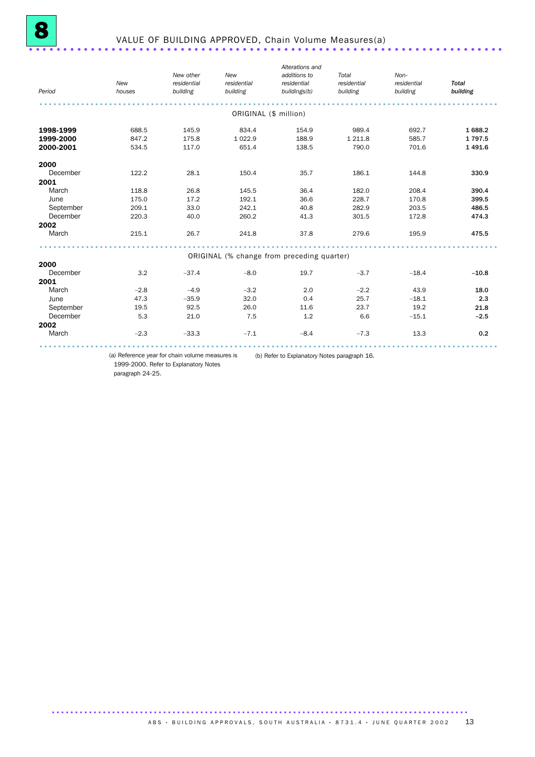# 8 VALUE OF BUILDING APPROVED, Chain Volume Measures(a)

| Period | New houses | New other residential building | New residential building | Alterations and additions to residential buildings(b) | Total residential building | Non-residential building | Total building |
|---|---|---|---|---|---|---|---|
| | | | ORIGINAL ($ million) | | | | |
| **1998-1999** | 688.5 | 145.9 | 834.4 | 154.9 | 989.4 | 692.7 | **1 688.2** |
| **1999-2000** | 847.2 | 175.8 | 1 022.9 | 188.9 | 1 211.8 | 585.7 | **1 797.5** |
| **2000-2001** | 534.5 | 117.0 | 651.4 | 138.5 | 790.0 | 701.6 | **1 491.6** |
| **2000** | | | | | | | |
| December | 122.2 | 28.1 | 150.4 | 35.7 | 186.1 | 144.8 | **330.9** |
| **2001** | | | | | | | |
| March | 118.8 | 26.8 | 145.5 | 36.4 | 182.0 | 208.4 | **390.4** |
| June | 175.0 | 17.2 | 192.1 | 36.6 | 228.7 | 170.8 | **399.5** |
| September | 209.1 | 33.0 | 242.1 | 40.8 | 282.9 | 203.5 | **486.5** |
| December | 220.3 | 40.0 | 260.2 | 41.3 | 301.5 | 172.8 | **474.3** |
| **2002** | | | | | | | |
| March | 215.1 | 26.7 | 241.8 | 37.8 | 279.6 | 195.9 | **475.5** |
| | | | ORIGINAL (% change from preceding quarter) | | | | |
| **2000** | | | | | | | |
| December | 3.2 | –37.4 | –8.0 | 19.7 | –3.7 | –18.4 | **–10.8** |
| **2001** | | | | | | | |
| March | –2.8 | –4.9 | –3.2 | 2.0 | –2.2 | 43.9 | **18.0** |
| June | 47.3 | –35.9 | 32.0 | 0.4 | 25.7 | –18.1 | **2.3** |
| September | 19.5 | 92.5 | 26.0 | 11.6 | 23.7 | 19.2 | **21.8** |
| December | 5.3 | 21.0 | 7.5 | 1.2 | 6.6 | –15.1 | **–2.5** |
| **2002** | | | | | | | |
| March | –2.3 | –33.3 | –7.1 | –8.4 | –7.3 | 13.3 | **0.2** |

(a) Reference year for chain volume measures is 1999-2000. Refer to Explanatory Notes paragraph 24-25.

(b) Refer to Explanatory Notes paragraph 16.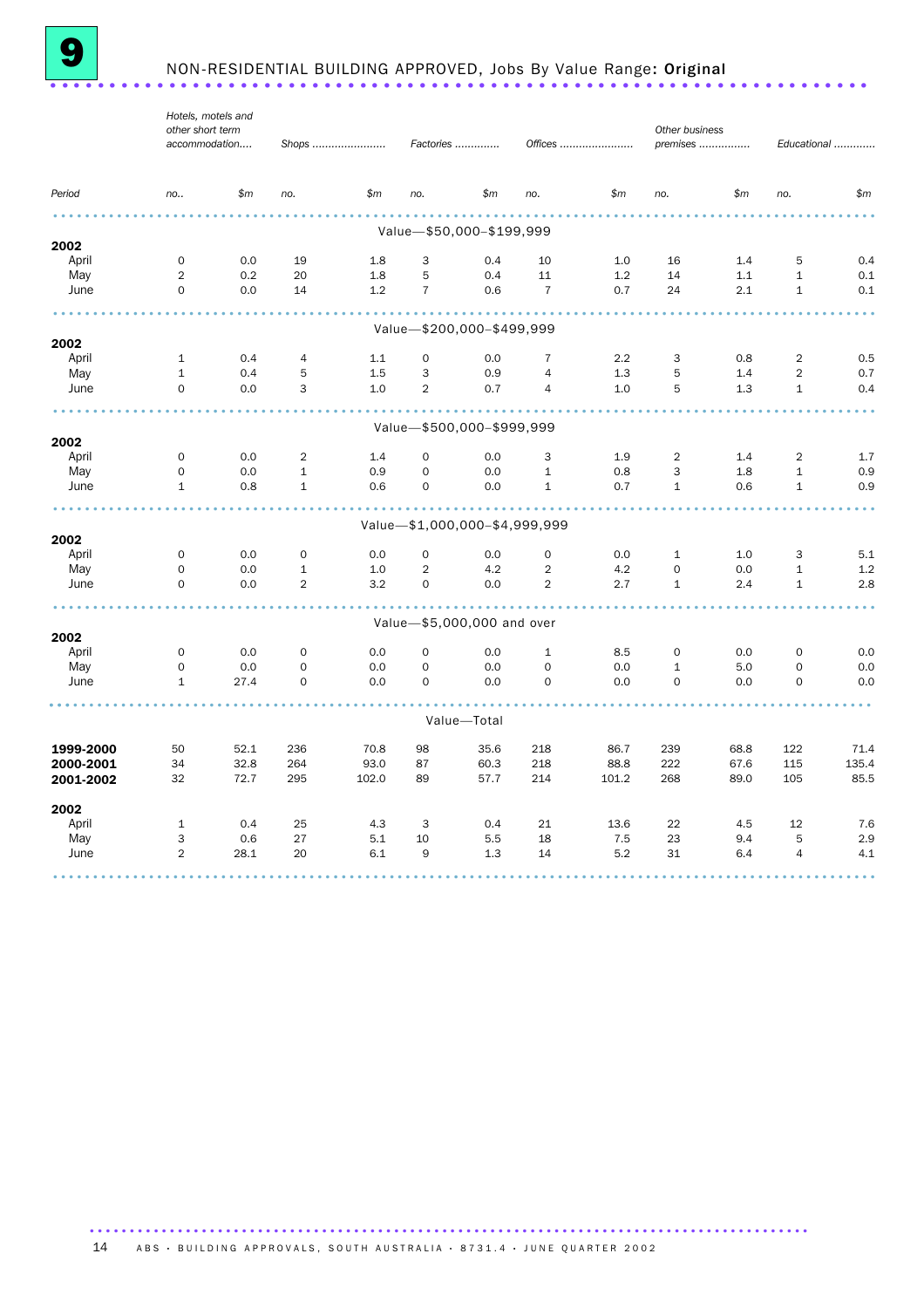# 9 NON-RESIDENTIAL BUILDING APPROVED, Jobs By Value Range: **Original**

| Period | Hotels, motels and other short term accommodation.... | | Shops ...................... | | Factories ............. | | Offices ...................... | | Other business premises ............... | | Educational ............ | |
|---|---|---|---|---|---|---|---|---|---|---|---|---|
| | *no..* | *$m* | *no.* | *$m* | *no.* | *$m* | *no.* | *$m* | *no.* | *$m* | *no.* | *$m* |
| **Value—$50,000–$199,999** | | | | | | | | | | | | |
| **2002** | | | | | | | | | | | | |
| April | 0 | 0.0 | 19 | 1.8 | 3 | 0.4 | 10 | 1.0 | 16 | 1.4 | 5 | 0.4 |
| May | 2 | 0.2 | 20 | 1.8 | 5 | 0.4 | 11 | 1.2 | 14 | 1.1 | 1 | 0.1 |
| June | 0 | 0.0 | 14 | 1.2 | 7 | 0.6 | 7 | 0.7 | 24 | 2.1 | 1 | 0.1 |
| **Value—$200,000–$499,999** | | | | | | | | | | | | |
| **2002** | | | | | | | | | | | | |
| April | 1 | 0.4 | 4 | 1.1 | 0 | 0.0 | 7 | 2.2 | 3 | 0.8 | 2 | 0.5 |
| May | 1 | 0.4 | 5 | 1.5 | 3 | 0.9 | 4 | 1.3 | 5 | 1.4 | 2 | 0.7 |
| June | 0 | 0.0 | 3 | 1.0 | 2 | 0.7 | 4 | 1.0 | 5 | 1.3 | 1 | 0.4 |
| **Value—$500,000–$999,999** | | | | | | | | | | | | |
| **2002** | | | | | | | | | | | | |
| April | 0 | 0.0 | 2 | 1.4 | 0 | 0.0 | 3 | 1.9 | 2 | 1.4 | 2 | 1.7 |
| May | 0 | 0.0 | 1 | 0.9 | 0 | 0.0 | 1 | 0.8 | 3 | 1.8 | 1 | 0.9 |
| June | 1 | 0.8 | 1 | 0.6 | 0 | 0.0 | 1 | 0.7 | 1 | 0.6 | 1 | 0.9 |
| **Value—$1,000,000–$4,999,999** | | | | | | | | | | | | |
| **2002** | | | | | | | | | | | | |
| April | 0 | 0.0 | 0 | 0.0 | 0 | 0.0 | 0 | 0.0 | 1 | 1.0 | 3 | 5.1 |
| May | 0 | 0.0 | 1 | 1.0 | 2 | 4.2 | 2 | 4.2 | 0 | 0.0 | 1 | 1.2 |
| June | 0 | 0.0 | 2 | 3.2 | 0 | 0.0 | 2 | 2.7 | 1 | 2.4 | 1 | 2.8 |
| **Value—$5,000,000 and over** | | | | | | | | | | | | |
| **2002** | | | | | | | | | | | | |
| April | 0 | 0.0 | 0 | 0.0 | 0 | 0.0 | 1 | 8.5 | 0 | 0.0 | 0 | 0.0 |
| May | 0 | 0.0 | 0 | 0.0 | 0 | 0.0 | 0 | 0.0 | 1 | 5.0 | 0 | 0.0 |
| June | 1 | 27.4 | 0 | 0.0 | 0 | 0.0 | 0 | 0.0 | 0 | 0.0 | 0 | 0.0 |
| **Value—Total** | | | | | | | | | | | | |
| **1999-2000** | 50 | 52.1 | 236 | 70.8 | 98 | 35.6 | 218 | 86.7 | 239 | 68.8 | 122 | 71.4 |
| **2000-2001** | 34 | 32.8 | 264 | 93.0 | 87 | 60.3 | 218 | 88.8 | 222 | 67.6 | 115 | 135.4 |
| **2001-2002** | 32 | 72.7 | 295 | 102.0 | 89 | 57.7 | 214 | 101.2 | 268 | 89.0 | 105 | 85.5 |
| **2002** | | | | | | | | | | | | |
| April | 1 | 0.4 | 25 | 4.3 | 3 | 0.4 | 21 | 13.6 | 22 | 4.5 | 12 | 7.6 |
| May | 3 | 0.6 | 27 | 5.1 | 10 | 5.5 | 18 | 7.5 | 23 | 9.4 | 5 | 2.9 |
| June | 2 | 28.1 | 20 | 6.1 | 9 | 1.3 | 14 | 5.2 | 31 | 6.4 | 4 | 4.1 |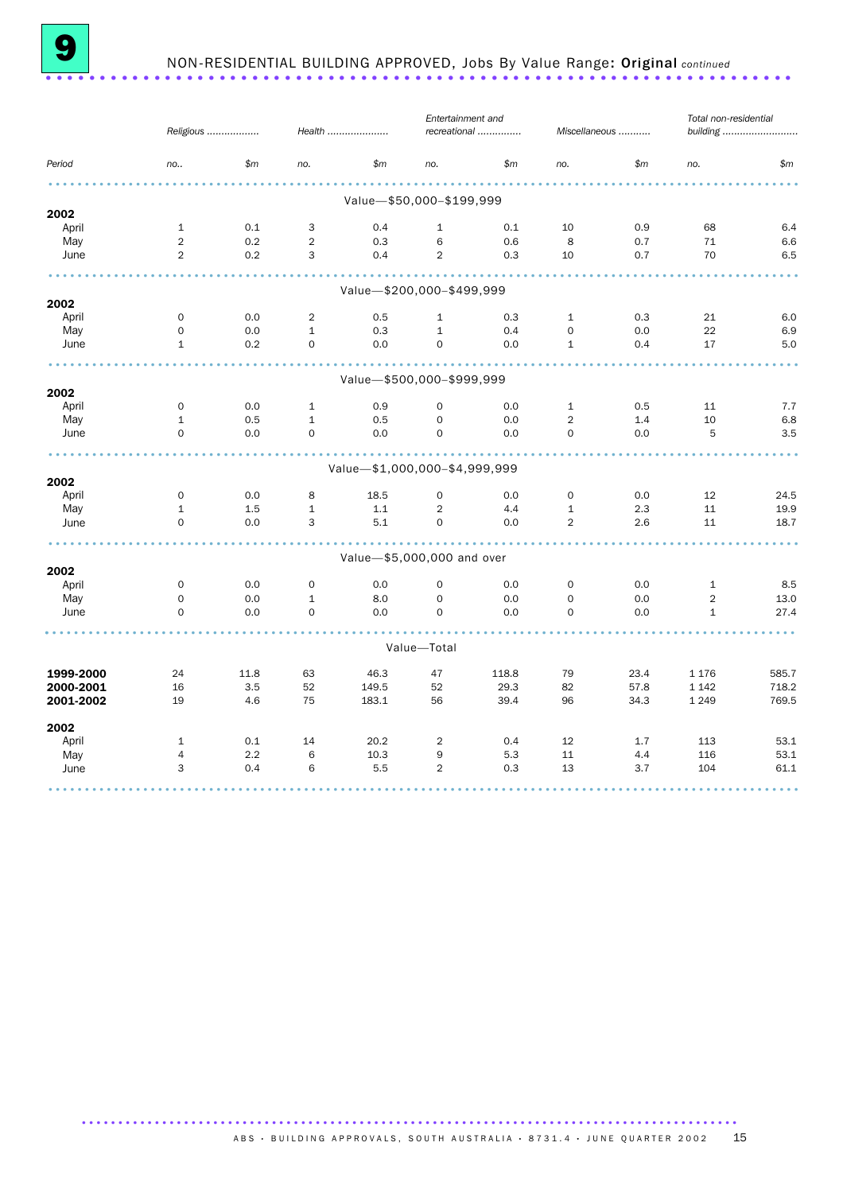# 9 NON-RESIDENTIAL BUILDING APPROVED, Jobs By Value Range: **Original** *continued*

| Period | Religious no.. | Religious $m | Health no. | Health $m | Entertainment and recreational no. | Entertainment and recreational $m | Miscellaneous no. | Miscellaneous $m | Total non-residential building no. | Total non-residential building $m |
|---|---|---|---|---|---|---|---|---|---|---|
| **Value—$50,000–$199,999** | | | | | | | | | | |
| **2002** | | | | | | | | | | |
| April | 1 | 0.1 | 3 | 0.4 | 1 | 0.1 | 10 | 0.9 | 68 | 6.4 |
| May | 2 | 0.2 | 2 | 0.3 | 6 | 0.6 | 8 | 0.7 | 71 | 6.6 |
| June | 2 | 0.2 | 3 | 0.4 | 2 | 0.3 | 10 | 0.7 | 70 | 6.5 |
| **Value—$200,000–$499,999** | | | | | | | | | | |
| **2002** | | | | | | | | | | |
| April | 0 | 0.0 | 2 | 0.5 | 1 | 0.3 | 1 | 0.3 | 21 | 6.0 |
| May | 0 | 0.0 | 1 | 0.3 | 1 | 0.4 | 0 | 0.0 | 22 | 6.9 |
| June | 1 | 0.2 | 0 | 0.0 | 0 | 0.0 | 1 | 0.4 | 17 | 5.0 |
| **Value—$500,000–$999,999** | | | | | | | | | | |
| **2002** | | | | | | | | | | |
| April | 0 | 0.0 | 1 | 0.9 | 0 | 0.0 | 1 | 0.5 | 11 | 7.7 |
| May | 1 | 0.5 | 1 | 0.5 | 0 | 0.0 | 2 | 1.4 | 10 | 6.8 |
| June | 0 | 0.0 | 0 | 0.0 | 0 | 0.0 | 0 | 0.0 | 5 | 3.5 |
| **Value—$1,000,000–$4,999,999** | | | | | | | | | | |
| **2002** | | | | | | | | | | |
| April | 0 | 0.0 | 8 | 18.5 | 0 | 0.0 | 0 | 0.0 | 12 | 24.5 |
| May | 1 | 1.5 | 1 | 1.1 | 2 | 4.4 | 1 | 2.3 | 11 | 19.9 |
| June | 0 | 0.0 | 3 | 5.1 | 0 | 0.0 | 2 | 2.6 | 11 | 18.7 |
| **Value—$5,000,000 and over** | | | | | | | | | | |
| **2002** | | | | | | | | | | |
| April | 0 | 0.0 | 0 | 0.0 | 0 | 0.0 | 0 | 0.0 | 1 | 8.5 |
| May | 0 | 0.0 | 1 | 8.0 | 0 | 0.0 | 0 | 0.0 | 2 | 13.0 |
| June | 0 | 0.0 | 0 | 0.0 | 0 | 0.0 | 0 | 0.0 | 1 | 27.4 |
| **Value—Total** | | | | | | | | | | |
| **1999-2000** | 24 | 11.8 | 63 | 46.3 | 47 | 118.8 | 79 | 23.4 | 1 176 | 585.7 |
| **2000-2001** | 16 | 3.5 | 52 | 149.5 | 52 | 29.3 | 82 | 57.8 | 1 142 | 718.2 |
| **2001-2002** | 19 | 4.6 | 75 | 183.1 | 56 | 39.4 | 96 | 34.3 | 1 249 | 769.5 |
| **2002** | | | | | | | | | | |
| April | 1 | 0.1 | 14 | 20.2 | 2 | 0.4 | 12 | 1.7 | 113 | 53.1 |
| May | 4 | 2.2 | 6 | 10.3 | 9 | 5.3 | 11 | 4.4 | 116 | 53.1 |
| June | 3 | 0.4 | 6 | 5.5 | 2 | 0.3 | 13 | 3.7 | 104 | 61.1 |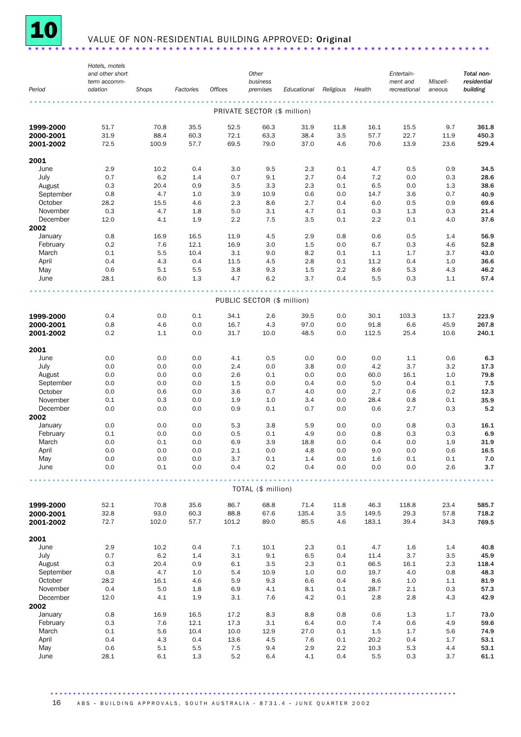# 10 VALUE OF NON-RESIDENTIAL BUILDING APPROVED: Original

| Period | Hotels, motels and other short term accommodation | Shops | Factories | Offices | Other business premises | Educational | Religious | Health | Entertainment and recreational | Miscellaneous | Total non-residential building |
|---|---|---|---|---|---|---|---|---|---|---|---|
| **PRIVATE SECTOR ($ million)** | | | | | | | | | | | |
| **1999-2000** | 51.7 | 70.8 | 35.5 | 52.5 | 66.3 | 31.9 | 11.8 | 16.1 | 15.5 | 9.7 | **361.8** |
| **2000-2001** | 31.9 | 88.4 | 60.3 | 72.1 | 63.3 | 38.4 | 3.5 | 57.7 | 22.7 | 11.9 | **450.3** |
| **2001-2002** | 72.5 | 100.9 | 57.7 | 69.5 | 79.0 | 37.0 | 4.6 | 70.6 | 13.9 | 23.6 | **529.4** |
| **2001** | | | | | | | | | | | |
| June | 2.9 | 10.2 | 0.4 | 3.0 | 9.5 | 2.3 | 0.1 | 4.7 | 0.5 | 0.9 | **34.5** |
| July | 0.7 | 6.2 | 1.4 | 0.7 | 9.1 | 2.7 | 0.4 | 7.2 | 0.0 | 0.3 | **28.6** |
| August | 0.3 | 20.4 | 0.9 | 3.5 | 3.3 | 2.3 | 0.1 | 6.5 | 0.0 | 1.3 | **38.6** |
| September | 0.8 | 4.7 | 1.0 | 3.9 | 10.9 | 0.6 | 0.0 | 14.7 | 3.6 | 0.7 | **40.9** |
| October | 28.2 | 15.5 | 4.6 | 2.3 | 8.6 | 2.7 | 0.4 | 6.0 | 0.5 | 0.9 | **69.6** |
| November | 0.3 | 4.7 | 1.8 | 5.0 | 3.1 | 4.7 | 0.1 | 0.3 | 1.3 | 0.3 | **21.4** |
| December | 12.0 | 4.1 | 1.9 | 2.2 | 7.5 | 3.5 | 0.1 | 2.2 | 0.1 | 4.0 | **37.6** |
| **2002** | | | | | | | | | | | |
| January | 0.8 | 16.9 | 16.5 | 11.9 | 4.5 | 2.9 | 0.8 | 0.6 | 0.5 | 1.4 | **56.9** |
| February | 0.2 | 7.6 | 12.1 | 16.9 | 3.0 | 1.5 | 0.0 | 6.7 | 0.3 | 4.6 | **52.8** |
| March | 0.1 | 5.5 | 10.4 | 3.1 | 9.0 | 8.2 | 0.1 | 1.1 | 1.7 | 3.7 | **43.0** |
| April | 0.4 | 4.3 | 0.4 | 11.5 | 4.5 | 2.8 | 0.1 | 11.2 | 0.4 | 1.0 | **36.6** |
| May | 0.6 | 5.1 | 5.5 | 3.8 | 9.3 | 1.5 | 2.2 | 8.6 | 5.3 | 4.3 | **46.2** |
| June | 28.1 | 6.0 | 1.3 | 4.7 | 6.2 | 3.7 | 0.4 | 5.5 | 0.3 | 1.1 | **57.4** |
| **PUBLIC SECTOR ($ million)** | | | | | | | | | | | |
| **1999-2000** | 0.4 | 0.0 | 0.1 | 34.1 | 2.6 | 39.5 | 0.0 | 30.1 | 103.3 | 13.7 | **223.9** |
| **2000-2001** | 0.8 | 4.6 | 0.0 | 16.7 | 4.3 | 97.0 | 0.0 | 91.8 | 6.6 | 45.9 | **267.8** |
| **2001-2002** | 0.2 | 1.1 | 0.0 | 31.7 | 10.0 | 48.5 | 0.0 | 112.5 | 25.4 | 10.6 | **240.1** |
| **2001** | | | | | | | | | | | |
| June | 0.0 | 0.0 | 0.0 | 4.1 | 0.5 | 0.0 | 0.0 | 0.0 | 1.1 | 0.6 | **6.3** |
| July | 0.0 | 0.0 | 0.0 | 2.4 | 0.0 | 3.8 | 0.0 | 4.2 | 3.7 | 3.2 | **17.3** |
| August | 0.0 | 0.0 | 0.0 | 2.6 | 0.1 | 0.0 | 0.0 | 60.0 | 16.1 | 1.0 | **79.8** |
| September | 0.0 | 0.0 | 0.0 | 1.5 | 0.0 | 0.4 | 0.0 | 5.0 | 0.4 | 0.1 | **7.5** |
| October | 0.0 | 0.6 | 0.0 | 3.6 | 0.7 | 4.0 | 0.0 | 2.7 | 0.6 | 0.2 | **12.3** |
| November | 0.1 | 0.3 | 0.0 | 1.9 | 1.0 | 3.4 | 0.0 | 28.4 | 0.8 | 0.1 | **35.9** |
| December | 0.0 | 0.0 | 0.0 | 0.9 | 0.1 | 0.7 | 0.0 | 0.6 | 2.7 | 0.3 | **5.2** |
| **2002** | | | | | | | | | | | |
| January | 0.0 | 0.0 | 0.0 | 5.3 | 3.8 | 5.9 | 0.0 | 0.0 | 0.8 | 0.3 | **16.1** |
| February | 0.1 | 0.0 | 0.0 | 0.5 | 0.1 | 4.9 | 0.0 | 0.8 | 0.3 | 0.3 | **6.9** |
| March | 0.0 | 0.1 | 0.0 | 6.9 | 3.9 | 18.8 | 0.0 | 0.4 | 0.0 | 1.9 | **31.9** |
| April | 0.0 | 0.0 | 0.0 | 2.1 | 0.0 | 4.8 | 0.0 | 9.0 | 0.0 | 0.6 | **16.5** |
| May | 0.0 | 0.0 | 0.0 | 3.7 | 0.1 | 1.4 | 0.0 | 1.6 | 0.1 | 0.1 | **7.0** |
| June | 0.0 | 0.1 | 0.0 | 0.4 | 0.2 | 0.4 | 0.0 | 0.0 | 0.0 | 2.6 | **3.7** |
| **TOTAL ($ million)** | | | | | | | | | | | |
| **1999-2000** | 52.1 | 70.8 | 35.6 | 86.7 | 68.8 | 71.4 | 11.8 | 46.3 | 118.8 | 23.4 | **585.7** |
| **2000-2001** | 32.8 | 93.0 | 60.3 | 88.8 | 67.6 | 135.4 | 3.5 | 149.5 | 29.3 | 57.8 | **718.2** |
| **2001-2002** | 72.7 | 102.0 | 57.7 | 101.2 | 89.0 | 85.5 | 4.6 | 183.1 | 39.4 | 34.3 | **769.5** |
| **2001** | | | | | | | | | | | |
| June | 2.9 | 10.2 | 0.4 | 7.1 | 10.1 | 2.3 | 0.1 | 4.7 | 1.6 | 1.4 | **40.8** |
| July | 0.7 | 6.2 | 1.4 | 3.1 | 9.1 | 6.5 | 0.4 | 11.4 | 3.7 | 3.5 | **45.9** |
| August | 0.3 | 20.4 | 0.9 | 6.1 | 3.5 | 2.3 | 0.1 | 66.5 | 16.1 | 2.3 | **118.4** |
| September | 0.8 | 4.7 | 1.0 | 5.4 | 10.9 | 1.0 | 0.0 | 19.7 | 4.0 | 0.8 | **48.3** |
| October | 28.2 | 16.1 | 4.6 | 5.9 | 9.3 | 6.6 | 0.4 | 8.6 | 1.0 | 1.1 | **81.9** |
| November | 0.4 | 5.0 | 1.8 | 6.9 | 4.1 | 8.1 | 0.1 | 28.7 | 2.1 | 0.3 | **57.3** |
| December | 12.0 | 4.1 | 1.9 | 3.1 | 7.6 | 4.2 | 0.1 | 2.8 | 2.8 | 4.3 | **42.9** |
| **2002** | | | | | | | | | | | |
| January | 0.8 | 16.9 | 16.5 | 17.2 | 8.3 | 8.8 | 0.8 | 0.6 | 1.3 | 1.7 | **73.0** |
| February | 0.3 | 7.6 | 12.1 | 17.3 | 3.1 | 6.4 | 0.0 | 7.4 | 0.6 | 4.9 | **59.6** |
| March | 0.1 | 5.6 | 10.4 | 10.0 | 12.9 | 27.0 | 0.1 | 1.5 | 1.7 | 5.6 | **74.9** |
| April | 0.4 | 4.3 | 0.4 | 13.6 | 4.5 | 7.6 | 0.1 | 20.2 | 0.4 | 1.7 | **53.1** |
| May | 0.6 | 5.1 | 5.5 | 7.5 | 9.4 | 2.9 | 2.2 | 10.3 | 5.3 | 4.4 | **53.1** |
| June | 28.1 | 6.1 | 1.3 | 5.2 | 6.4 | 4.1 | 0.4 | 5.5 | 0.3 | 3.7 | **61.1** |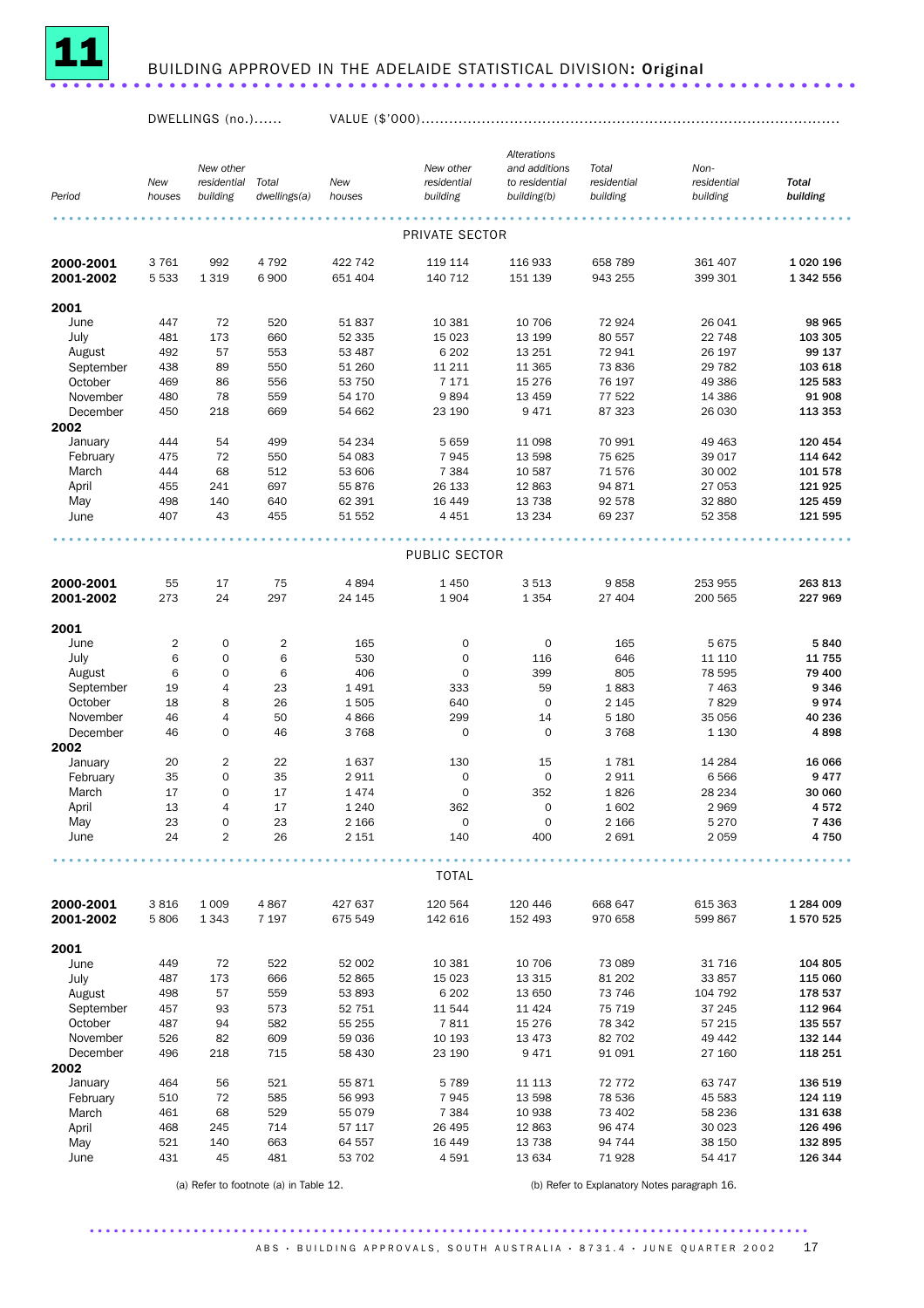# 11 BUILDING APPROVED IN THE ADELAIDE STATISTICAL DIVISION: Original

| Period | DWELLINGS (no.) New houses | New other residential building | Total dwellings(a) | VALUE ($'000) New houses | New other residential building | Alterations and additions to residential building(b) | Total residential building | Non-residential building | Total building |
|---|---|---|---|---|---|---|---|---|---|
| **PRIVATE SECTOR** | | | | | | | | | |
| **2000-2001** | 3 761 | 992 | 4 792 | 422 742 | 119 114 | 116 933 | 658 789 | 361 407 | **1 020 196** |
| **2001-2002** | 5 533 | 1 319 | 6 900 | 651 404 | 140 712 | 151 139 | 943 255 | 399 301 | **1 342 556** |
| **2001** | | | | | | | | | |
| June | 447 | 72 | 520 | 51 837 | 10 381 | 10 706 | 72 924 | 26 041 | **98 965** |
| July | 481 | 173 | 660 | 52 335 | 15 023 | 13 199 | 80 557 | 22 748 | **103 305** |
| August | 492 | 57 | 553 | 53 487 | 6 202 | 13 251 | 72 941 | 26 197 | **99 137** |
| September | 438 | 89 | 550 | 51 260 | 11 211 | 11 365 | 73 836 | 29 782 | **103 618** |
| October | 469 | 86 | 556 | 53 750 | 7 171 | 15 276 | 76 197 | 49 386 | **125 583** |
| November | 480 | 78 | 559 | 54 170 | 9 894 | 13 459 | 77 522 | 14 386 | **91 908** |
| December | 450 | 218 | 669 | 54 662 | 23 190 | 9 471 | 87 323 | 26 030 | **113 353** |
| **2002** | | | | | | | | | |
| January | 444 | 54 | 499 | 54 234 | 5 659 | 11 098 | 70 991 | 49 463 | **120 454** |
| February | 475 | 72 | 550 | 54 083 | 7 945 | 13 598 | 75 625 | 39 017 | **114 642** |
| March | 444 | 68 | 512 | 53 606 | 7 384 | 10 587 | 71 576 | 30 002 | **101 578** |
| April | 455 | 241 | 697 | 55 876 | 26 133 | 12 863 | 94 871 | 27 053 | **121 925** |
| May | 498 | 140 | 640 | 62 391 | 16 449 | 13 738 | 92 578 | 32 880 | **125 459** |
| June | 407 | 43 | 455 | 51 552 | 4 451 | 13 234 | 69 237 | 52 358 | **121 595** |
| **PUBLIC SECTOR** | | | | | | | | | |
| **2000-2001** | 55 | 17 | 75 | 4 894 | 1 450 | 3 513 | 9 858 | 253 955 | **263 813** |
| **2001-2002** | 273 | 24 | 297 | 24 145 | 1 904 | 1 354 | 27 404 | 200 565 | **227 969** |
| **2001** | | | | | | | | | |
| June | 2 | 0 | 2 | 165 | 0 | 0 | 165 | 5 675 | **5 840** |
| July | 6 | 0 | 6 | 530 | 0 | 116 | 646 | 11 110 | **11 755** |
| August | 6 | 0 | 6 | 406 | 0 | 399 | 805 | 78 595 | **79 400** |
| September | 19 | 4 | 23 | 1 491 | 333 | 59 | 1 883 | 7 463 | **9 346** |
| October | 18 | 8 | 26 | 1 505 | 640 | 0 | 2 145 | 7 829 | **9 974** |
| November | 46 | 4 | 50 | 4 866 | 299 | 14 | 5 180 | 35 056 | **40 236** |
| December | 46 | 0 | 46 | 3 768 | 0 | 0 | 3 768 | 1 130 | **4 898** |
| **2002** | | | | | | | | | |
| January | 20 | 2 | 22 | 1 637 | 130 | 15 | 1 781 | 14 284 | **16 066** |
| February | 35 | 0 | 35 | 2 911 | 0 | 0 | 2 911 | 6 566 | **9 477** |
| March | 17 | 0 | 17 | 1 474 | 0 | 352 | 1 826 | 28 234 | **30 060** |
| April | 13 | 4 | 17 | 1 240 | 362 | 0 | 1 602 | 2 969 | **4 572** |
| May | 23 | 0 | 23 | 2 166 | 0 | 0 | 2 166 | 5 270 | **7 436** |
| June | 24 | 2 | 26 | 2 151 | 140 | 400 | 2 691 | 2 059 | **4 750** |
| **TOTAL** | | | | | | | | | |
| **2000-2001** | 3 816 | 1 009 | 4 867 | 427 637 | 120 564 | 120 446 | 668 647 | 615 363 | **1 284 009** |
| **2001-2002** | 5 806 | 1 343 | 7 197 | 675 549 | 142 616 | 152 493 | 970 658 | 599 867 | **1 570 525** |
| **2001** | | | | | | | | | |
| June | 449 | 72 | 522 | 52 002 | 10 381 | 10 706 | 73 089 | 31 716 | **104 805** |
| July | 487 | 173 | 666 | 52 865 | 15 023 | 13 315 | 81 202 | 33 857 | **115 060** |
| August | 498 | 57 | 559 | 53 893 | 6 202 | 13 650 | 73 746 | 104 792 | **178 537** |
| September | 457 | 93 | 573 | 52 751 | 11 544 | 11 424 | 75 719 | 37 245 | **112 964** |
| October | 487 | 94 | 582 | 55 255 | 7 811 | 15 276 | 78 342 | 57 215 | **135 557** |
| November | 526 | 82 | 609 | 59 036 | 10 193 | 13 473 | 82 702 | 49 442 | **132 144** |
| December | 496 | 218 | 715 | 58 430 | 23 190 | 9 471 | 91 091 | 27 160 | **118 251** |
| **2002** | | | | | | | | | |
| January | 464 | 56 | 521 | 55 871 | 5 789 | 11 113 | 72 772 | 63 747 | **136 519** |
| February | 510 | 72 | 585 | 56 993 | 7 945 | 13 598 | 78 536 | 45 583 | **124 119** |
| March | 461 | 68 | 529 | 55 079 | 7 384 | 10 938 | 73 402 | 58 236 | **131 638** |
| April | 468 | 245 | 714 | 57 117 | 26 495 | 12 863 | 96 474 | 30 023 | **126 496** |
| May | 521 | 140 | 663 | 64 557 | 16 449 | 13 738 | 94 744 | 38 150 | **132 895** |
| June | 431 | 45 | 481 | 53 702 | 4 591 | 13 634 | 71 928 | 54 417 | **126 344** |

(a) Refer to footnote (a) in Table 12.

(b) Refer to Explanatory Notes paragraph 16.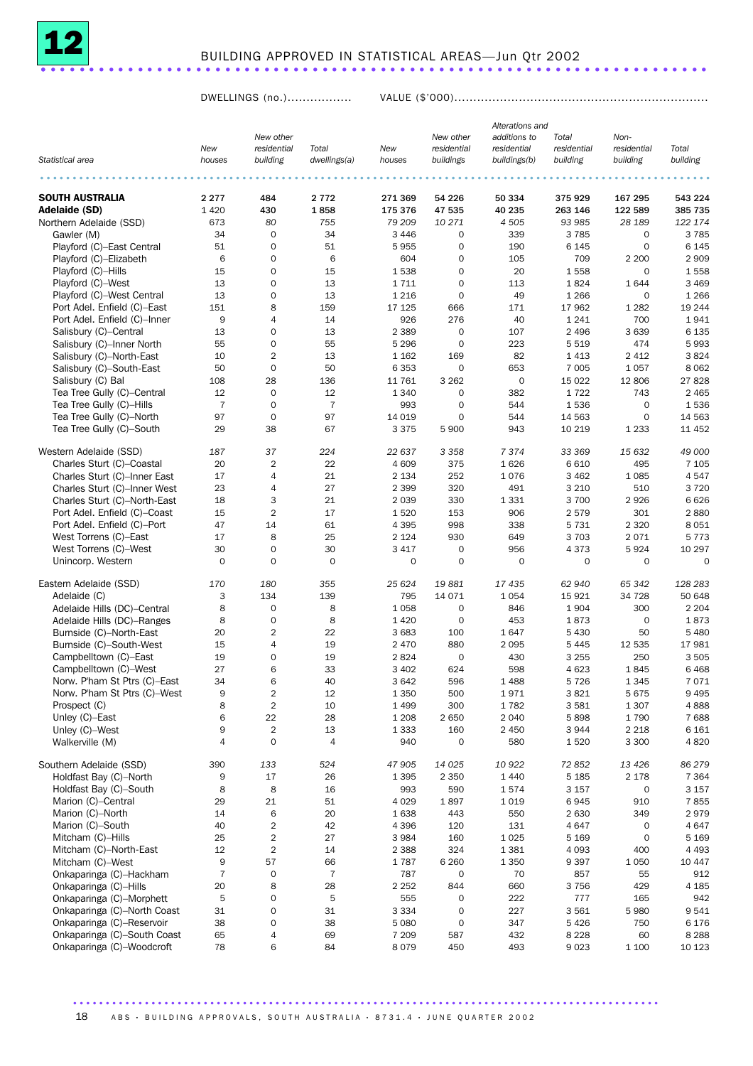## 12 BUILDING APPROVED IN STATISTICAL AREAS—Jun Qtr 2002

| Statistical area | DWELLINGS (no.) New houses | New other residential building | Total dwellings(a) | VALUE ($'000) New houses | New other residential buildings | Alterations and additions to residential buildings(b) | Total residential building | Non-residential building | Total building |
|---|---|---|---|---|---|---|---|---|---|
| **SOUTH AUSTRALIA** | **2 277** | **484** | **2 772** | **271 369** | **54 226** | **50 334** | **375 929** | **167 295** | **543 224** |
| **Adelaide (SD)** | **1 420** | **430** | **1 858** | **175 376** | **47 535** | **40 235** | **263 146** | **122 589** | **385 735** |
| Northern Adelaide (SSD) | 673 | *80* | *755* | *79 209* | *10 271* | *4 505* | *93 985* | *28 189* | *122 174* |
| Gawler (M) | 34 | 0 | 34 | 3 446 | 0 | 339 | 3 785 | 0 | 3 785 |
| Playford (C)–East Central | 51 | 0 | 51 | 5 955 | 0 | 190 | 6 145 | 0 | 6 145 |
| Playford (C)–Elizabeth | 6 | 0 | 6 | 604 | 0 | 105 | 709 | 2 200 | 2 909 |
| Playford (C)–Hills | 15 | 0 | 15 | 1 538 | 0 | 20 | 1 558 | 0 | 1 558 |
| Playford (C)–West | 13 | 0 | 13 | 1 711 | 0 | 113 | 1 824 | 1 644 | 3 469 |
| Playford (C)–West Central | 13 | 0 | 13 | 1 216 | 0 | 49 | 1 266 | 0 | 1 266 |
| Port Adel. Enfield (C)–East | 151 | 8 | 159 | 17 125 | 666 | 171 | 17 962 | 1 282 | 19 244 |
| Port Adel. Enfield (C)–Inner | 9 | 4 | 14 | 926 | 276 | 40 | 1 241 | 700 | 1 941 |
| Salisbury (C)–Central | 13 | 0 | 13 | 2 389 | 0 | 107 | 2 496 | 3 639 | 6 135 |
| Salisbury (C)–Inner North | 55 | 0 | 55 | 5 296 | 0 | 223 | 5 519 | 474 | 5 993 |
| Salisbury (C)–North-East | 10 | 2 | 13 | 1 162 | 169 | 82 | 1 413 | 2 412 | 3 824 |
| Salisbury (C)–South-East | 50 | 0 | 50 | 6 353 | 0 | 653 | 7 005 | 1 057 | 8 062 |
| Salisbury (C) Bal | 108 | 28 | 136 | 11 761 | 3 262 | 0 | 15 022 | 12 806 | 27 828 |
| Tea Tree Gully (C)–Central | 12 | 0 | 12 | 1 340 | 0 | 382 | 1 722 | 743 | 2 465 |
| Tea Tree Gully (C)–Hills | 7 | 0 | 7 | 993 | 0 | 544 | 1 536 | 0 | 1 536 |
| Tea Tree Gully (C)–North | 97 | 0 | 97 | 14 019 | 0 | 544 | 14 563 | 0 | 14 563 |
| Tea Tree Gully (C)–South | 29 | 38 | 67 | 3 375 | 5 900 | 943 | 10 219 | 1 233 | 11 452 |
| Western Adelaide (SSD) | *187* | *37* | *224* | *22 637* | *3 358* | *7 374* | *33 369* | *15 632* | *49 000* |
| Charles Sturt (C)–Coastal | 20 | 2 | 22 | 4 609 | 375 | 1 626 | 6 610 | 495 | 7 105 |
| Charles Sturt (C)–Inner East | 17 | 4 | 21 | 2 134 | 252 | 1 076 | 3 462 | 1 085 | 4 547 |
| Charles Sturt (C)–Inner West | 23 | 4 | 27 | 2 399 | 320 | 491 | 3 210 | 510 | 3 720 |
| Charles Sturt (C)–North-East | 18 | 3 | 21 | 2 039 | 330 | 1 331 | 3 700 | 2 926 | 6 626 |
| Port Adel. Enfield (C)–Coast | 15 | 2 | 17 | 1 520 | 153 | 906 | 2 579 | 301 | 2 880 |
| Port Adel. Enfield (C)–Port | 47 | 14 | 61 | 4 395 | 998 | 338 | 5 731 | 2 320 | 8 051 |
| West Torrens (C)–East | 17 | 8 | 25 | 2 124 | 930 | 649 | 3 703 | 2 071 | 5 773 |
| West Torrens (C)–West | 30 | 0 | 30 | 3 417 | 0 | 956 | 4 373 | 5 924 | 10 297 |
| Unincorp. Western | 0 | 0 | 0 | 0 | 0 | 0 | 0 | 0 | 0 |
| Eastern Adelaide (SSD) | *170* | *180* | *355* | *25 624* | *19 881* | *17 435* | *62 940* | *65 342* | *128 283* |
| Adelaide (C) | 3 | 134 | 139 | 795 | 14 071 | 1 054 | 15 921 | 34 728 | 50 648 |
| Adelaide Hills (DC)–Central | 8 | 0 | 8 | 1 058 | 0 | 846 | 1 904 | 300 | 2 204 |
| Adelaide Hills (DC)–Ranges | 8 | 0 | 8 | 1 420 | 0 | 453 | 1 873 | 0 | 1 873 |
| Burnside (C)–North-East | 20 | 2 | 22 | 3 683 | 100 | 1 647 | 5 430 | 50 | 5 480 |
| Burnside (C)–South-West | 15 | 4 | 19 | 2 470 | 880 | 2 095 | 5 445 | 12 535 | 17 981 |
| Campbelltown (C)–East | 19 | 0 | 19 | 2 824 | 0 | 430 | 3 255 | 250 | 3 505 |
| Campbelltown (C)–West | 27 | 6 | 33 | 3 402 | 624 | 598 | 4 623 | 1 845 | 6 468 |
| Norw. P'ham St Ptrs (C)–East | 34 | 6 | 40 | 3 642 | 596 | 1 488 | 5 726 | 1 345 | 7 071 |
| Norw. P'ham St Ptrs (C)–West | 9 | 2 | 12 | 1 350 | 500 | 1 971 | 3 821 | 5 675 | 9 495 |
| Prospect (C) | 8 | 2 | 10 | 1 499 | 300 | 1 782 | 3 581 | 1 307 | 4 888 |
| Unley (C)–East | 6 | 22 | 28 | 1 208 | 2 650 | 2 040 | 5 898 | 1 790 | 7 688 |
| Unley (C)–West | 9 | 2 | 13 | 1 333 | 160 | 2 450 | 3 944 | 2 218 | 6 161 |
| Walkerville (M) | 4 | 0 | 4 | 940 | 0 | 580 | 1 520 | 3 300 | 4 820 |
| Southern Adelaide (SSD) | 390 | *133* | *524* | *47 905* | *14 025* | *10 922* | *72 852* | *13 426* | *86 279* |
| Holdfast Bay (C)–North | 9 | 17 | 26 | 1 395 | 2 350 | 1 440 | 5 185 | 2 178 | 7 364 |
| Holdfast Bay (C)–South | 8 | 8 | 16 | 993 | 590 | 1 574 | 3 157 | 0 | 3 157 |
| Marion (C)–Central | 29 | 21 | 51 | 4 029 | 1 897 | 1 019 | 6 945 | 910 | 7 855 |
| Marion (C)–North | 14 | 6 | 20 | 1 638 | 443 | 550 | 2 630 | 349 | 2 979 |
| Marion (C)–South | 40 | 2 | 42 | 4 396 | 120 | 131 | 4 647 | 0 | 4 647 |
| Mitcham (C)–Hills | 25 | 2 | 27 | 3 984 | 160 | 1 025 | 5 169 | 0 | 5 169 |
| Mitcham (C)–North-East | 12 | 2 | 14 | 2 388 | 324 | 1 381 | 4 093 | 400 | 4 493 |
| Mitcham (C)–West | 9 | 57 | 66 | 1 787 | 6 260 | 1 350 | 9 397 | 1 050 | 10 447 |
| Onkaparinga (C)–Hackham | 7 | 0 | 7 | 787 | 0 | 70 | 857 | 55 | 912 |
| Onkaparinga (C)–Hills | 20 | 8 | 28 | 2 252 | 844 | 660 | 3 756 | 429 | 4 185 |
| Onkaparinga (C)–Morphett | 5 | 0 | 5 | 555 | 0 | 222 | 777 | 165 | 942 |
| Onkaparinga (C)–North Coast | 31 | 0 | 31 | 3 334 | 0 | 227 | 3 561 | 5 980 | 9 541 |
| Onkaparinga (C)–Reservoir | 38 | 0 | 38 | 5 080 | 0 | 347 | 5 426 | 750 | 6 176 |
| Onkaparinga (C)–South Coast | 65 | 4 | 69 | 7 209 | 587 | 432 | 8 228 | 60 | 8 288 |
| Onkaparinga (C)–Woodcroft | 78 | 6 | 84 | 8 079 | 450 | 493 | 9 023 | 1 100 | 10 123 |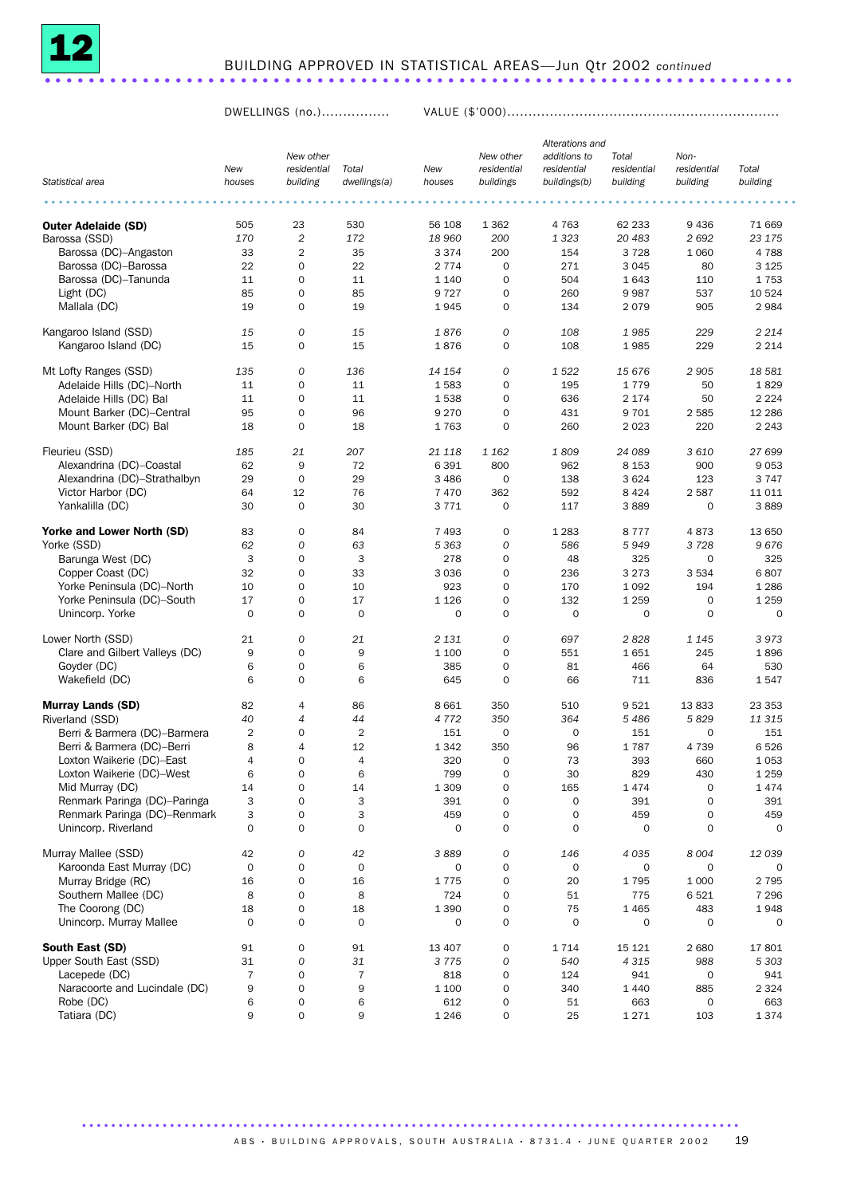# 12 BUILDING APPROVED IN STATISTICAL AREAS—Jun Qtr 2002 *continued*

| Statistical area | DWELLINGS (no.) | | | VALUE ($'000) | | | | | |
|---|---|---|---|---|---|---|---|---|---|
| | New houses | New other residential building | Total dwellings(a) | New houses | New other residential buildings | Alterations and additions to residential buildings(b) | Total residential building | Non-residential building | Total building |
| **Outer Adelaide (SD)** | 505 | 23 | 530 | 56 108 | 1 362 | 4 763 | 62 233 | 9 436 | 71 669 |
| Barossa (SSD) | *170* | *2* | *172* | *18 960* | *200* | *1 323* | *20 483* | *2 692* | *23 175* |
| Barossa (DC)–Angaston | 33 | 2 | 35 | 3 374 | 200 | 154 | 3 728 | 1 060 | 4 788 |
| Barossa (DC)–Barossa | 22 | 0 | 22 | 2 774 | 0 | 271 | 3 045 | 80 | 3 125 |
| Barossa (DC)–Tanunda | 11 | 0 | 11 | 1 140 | 0 | 504 | 1 643 | 110 | 1 753 |
| Light (DC) | 85 | 0 | 85 | 9 727 | 0 | 260 | 9 987 | 537 | 10 524 |
| Mallala (DC) | 19 | 0 | 19 | 1 945 | 0 | 134 | 2 079 | 905 | 2 984 |
| Kangaroo Island (SSD) | *15* | *0* | *15* | *1 876* | *0* | *108* | *1 985* | *229* | *2 214* |
| Kangaroo Island (DC) | 15 | 0 | 15 | 1 876 | 0 | 108 | 1 985 | 229 | 2 214 |
| Mt Lofty Ranges (SSD) | *135* | *0* | *136* | *14 154* | *0* | *1 522* | *15 676* | *2 905* | *18 581* |
| Adelaide Hills (DC)–North | 11 | 0 | 11 | 1 583 | 0 | 195 | 1 779 | 50 | 1 829 |
| Adelaide Hills (DC) Bal | 11 | 0 | 11 | 1 538 | 0 | 636 | 2 174 | 50 | 2 224 |
| Mount Barker (DC)–Central | 95 | 0 | 96 | 9 270 | 0 | 431 | 9 701 | 2 585 | 12 286 |
| Mount Barker (DC) Bal | 18 | 0 | 18 | 1 763 | 0 | 260 | 2 023 | 220 | 2 243 |
| Fleurieu (SSD) | *185* | *21* | *207* | *21 118* | *1 162* | *1 809* | *24 089* | *3 610* | *27 699* |
| Alexandrina (DC)–Coastal | 62 | 9 | 72 | 6 391 | 800 | 962 | 8 153 | 900 | 9 053 |
| Alexandrina (DC)–Strathalbyn | 29 | 0 | 29 | 3 486 | 0 | 138 | 3 624 | 123 | 3 747 |
| Victor Harbor (DC) | 64 | 12 | 76 | 7 470 | 362 | 592 | 8 424 | 2 587 | 11 011 |
| Yankalilla (DC) | 30 | 0 | 30 | 3 771 | 0 | 117 | 3 889 | 0 | 3 889 |
| **Yorke and Lower North (SD)** | 83 | 0 | 84 | 7 493 | 0 | 1 283 | 8 777 | 4 873 | 13 650 |
| Yorke (SSD) | *62* | *0* | *63* | *5 363* | *0* | *586* | *5 949* | *3 728* | *9 676* |
| Barunga West (DC) | 3 | 0 | 3 | 278 | 0 | 48 | 325 | 0 | 325 |
| Copper Coast (DC) | 32 | 0 | 33 | 3 036 | 0 | 236 | 3 273 | 3 534 | 6 807 |
| Yorke Peninsula (DC)–North | 10 | 0 | 10 | 923 | 0 | 170 | 1 092 | 194 | 1 286 |
| Yorke Peninsula (DC)–South | 17 | 0 | 17 | 1 126 | 0 | 132 | 1 259 | 0 | 1 259 |
| Unincorp. Yorke | 0 | 0 | 0 | 0 | 0 | 0 | 0 | 0 | 0 |
| Lower North (SSD) | *21* | *0* | *21* | *2 131* | *0* | *697* | *2 828* | *1 145* | *3 973* |
| Clare and Gilbert Valleys (DC) | 9 | 0 | 9 | 1 100 | 0 | 551 | 1 651 | 245 | 1 896 |
| Goyder (DC) | 6 | 0 | 6 | 385 | 0 | 81 | 466 | 64 | 530 |
| Wakefield (DC) | 6 | 0 | 6 | 645 | 0 | 66 | 711 | 836 | 1 547 |
| **Murray Lands (SD)** | 82 | 4 | 86 | 8 661 | 350 | 510 | 9 521 | 13 833 | 23 353 |
| Riverland (SSD) | *40* | *4* | *44* | *4 772* | *350* | *364* | *5 486* | *5 829* | *11 315* |
| Berri & Barmera (DC)–Barmera | 2 | 0 | 2 | 151 | 0 | 0 | 151 | 0 | 151 |
| Berri & Barmera (DC)–Berri | 8 | 4 | 12 | 1 342 | 350 | 96 | 1 787 | 4 739 | 6 526 |
| Loxton Waikerie (DC)–East | 4 | 0 | 4 | 320 | 0 | 73 | 393 | 660 | 1 053 |
| Loxton Waikerie (DC)–West | 6 | 0 | 6 | 799 | 0 | 30 | 829 | 430 | 1 259 |
| Mid Murray (DC) | 14 | 0 | 14 | 1 309 | 0 | 165 | 1 474 | 0 | 1 474 |
| Renmark Paringa (DC)–Paringa | 3 | 0 | 3 | 391 | 0 | 0 | 391 | 0 | 391 |
| Renmark Paringa (DC)–Renmark | 3 | 0 | 3 | 459 | 0 | 0 | 459 | 0 | 459 |
| Unincorp. Riverland | 0 | 0 | 0 | 0 | 0 | 0 | 0 | 0 | 0 |
| Murray Mallee (SSD) | *42* | *0* | *42* | *3 889* | *0* | *146* | *4 035* | *8 004* | *12 039* |
| Karoonda East Murray (DC) | 0 | 0 | 0 | 0 | 0 | 0 | 0 | 0 | 0 |
| Murray Bridge (RC) | 16 | 0 | 16 | 1 775 | 0 | 20 | 1 795 | 1 000 | 2 795 |
| Southern Mallee (DC) | 8 | 0 | 8 | 724 | 0 | 51 | 775 | 6 521 | 7 296 |
| The Coorong (DC) | 18 | 0 | 18 | 1 390 | 0 | 75 | 1 465 | 483 | 1 948 |
| Unincorp. Murray Mallee | 0 | 0 | 0 | 0 | 0 | 0 | 0 | 0 | 0 |
| **South East (SD)** | 91 | 0 | 91 | 13 407 | 0 | 1 714 | 15 121 | 2 680 | 17 801 |
| Upper South East (SSD) | *31* | *0* | *31* | *3 775* | *0* | *540* | *4 315* | *988* | *5 303* |
| Lacepede (DC) | 7 | 0 | 7 | 818 | 0 | 124 | 941 | 0 | 941 |
| Naracoorte and Lucindale (DC) | 9 | 0 | 9 | 1 100 | 0 | 340 | 1 440 | 885 | 2 324 |
| Robe (DC) | 6 | 0 | 6 | 612 | 0 | 51 | 663 | 0 | 663 |
| Tatiara (DC) | 9 | 0 | 9 | 1 246 | 0 | 25 | 1 271 | 103 | 1 374 |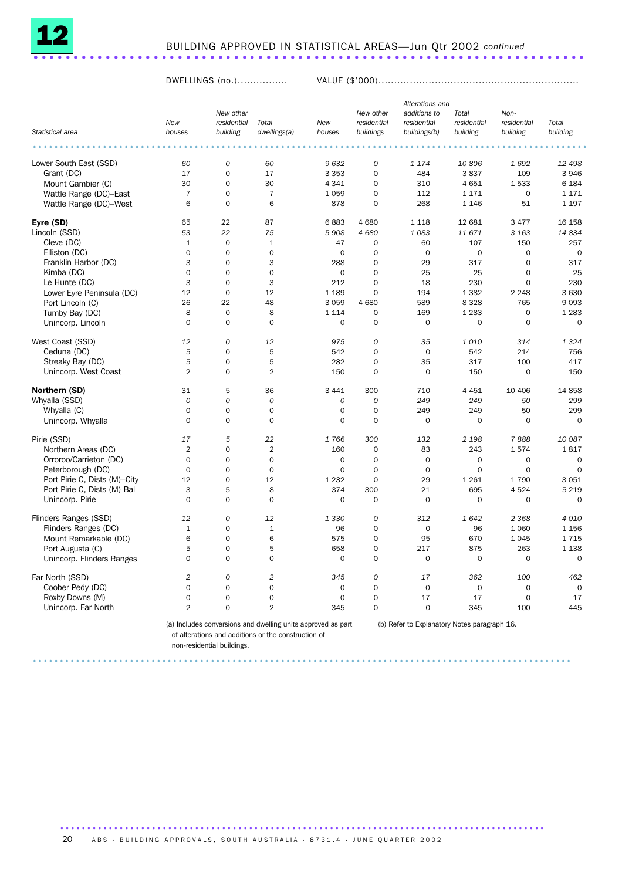## 12 BUILDING APPROVED IN STATISTICAL AREAS—Jun Qtr 2002 *continued*

| Statistical area | DWELLINGS (no.) | | | VALUE ($'000) | | | | | |
|---|---|---|---|---|---|---|---|---|---|
| | *New houses* | *New other residential building* | *Total dwellings(a)* | *New houses* | *New other residential buildings* | *Alterations and additions to residential buildings(b)* | *Total residential building* | *Non-residential building* | *Total building* |
| Lower South East (SSD) | *60* | *0* | *60* | *9 632* | *0* | *1 174* | *10 806* | *1 692* | *12 498* |
| Grant (DC) | 17 | 0 | 17 | 3 353 | 0 | 484 | 3 837 | 109 | 3 946 |
| Mount Gambier (C) | 30 | 0 | 30 | 4 341 | 0 | 310 | 4 651 | 1 533 | 6 184 |
| Wattle Range (DC)–East | 7 | 0 | 7 | 1 059 | 0 | 112 | 1 171 | 0 | 1 171 |
| Wattle Range (DC)–West | 6 | 0 | 6 | 878 | 0 | 268 | 1 146 | 51 | 1 197 |
| **Eyre (SD)** | 65 | 22 | 87 | 6 883 | 4 680 | 1 118 | 12 681 | 3 477 | 16 158 |
| Lincoln (SSD) | *53* | *22* | *75* | *5 908* | *4 680* | *1 083* | *11 671* | *3 163* | *14 834* |
| Cleve (DC) | 1 | 0 | 1 | 47 | 0 | 60 | 107 | 150 | 257 |
| Elliston (DC) | 0 | 0 | 0 | 0 | 0 | 0 | 0 | 0 | 0 |
| Franklin Harbor (DC) | 3 | 0 | 3 | 288 | 0 | 29 | 317 | 0 | 317 |
| Kimba (DC) | 0 | 0 | 0 | 0 | 0 | 25 | 25 | 0 | 25 |
| Le Hunte (DC) | 3 | 0 | 3 | 212 | 0 | 18 | 230 | 0 | 230 |
| Lower Eyre Peninsula (DC) | 12 | 0 | 12 | 1 189 | 0 | 194 | 1 382 | 2 248 | 3 630 |
| Port Lincoln (C) | 26 | 22 | 48 | 3 059 | 4 680 | 589 | 8 328 | 765 | 9 093 |
| Tumby Bay (DC) | 8 | 0 | 8 | 1 114 | 0 | 169 | 1 283 | 0 | 1 283 |
| Unincorp. Lincoln | 0 | 0 | 0 | 0 | 0 | 0 | 0 | 0 | 0 |
| West Coast (SSD) | *12* | *0* | *12* | *975* | *0* | *35* | *1 010* | *314* | *1 324* |
| Ceduna (DC) | 5 | 0 | 5 | 542 | 0 | 0 | 542 | 214 | 756 |
| Streaky Bay (DC) | 5 | 0 | 5 | 282 | 0 | 35 | 317 | 100 | 417 |
| Unincorp. West Coast | 2 | 0 | 2 | 150 | 0 | 0 | 150 | 0 | 150 |
| **Northern (SD)** | 31 | 5 | 36 | 3 441 | 300 | 710 | 4 451 | 10 406 | 14 858 |
| Whyalla (SSD) | *0* | *0* | *0* | *0* | *0* | *249* | *249* | *50* | *299* |
| Whyalla (C) | 0 | 0 | 0 | 0 | 0 | 249 | 249 | 50 | 299 |
| Unincorp. Whyalla | 0 | 0 | 0 | 0 | 0 | 0 | 0 | 0 | 0 |
| Pirie (SSD) | *17* | *5* | *22* | *1 766* | *300* | *132* | *2 198* | *7 888* | *10 087* |
| Northern Areas (DC) | 2 | 0 | 2 | 160 | 0 | 83 | 243 | 1 574 | 1 817 |
| Orroroo/Carrieton (DC) | 0 | 0 | 0 | 0 | 0 | 0 | 0 | 0 | 0 |
| Peterborough (DC) | 0 | 0 | 0 | 0 | 0 | 0 | 0 | 0 | 0 |
| Port Pirie C, Dists (M)–City | 12 | 0 | 12 | 1 232 | 0 | 29 | 1 261 | 1 790 | 3 051 |
| Port Pirie C, Dists (M) Bal | 3 | 5 | 8 | 374 | 300 | 21 | 695 | 4 524 | 5 219 |
| Unincorp. Pirie | 0 | 0 | 0 | 0 | 0 | 0 | 0 | 0 | 0 |
| Flinders Ranges (SSD) | *12* | *0* | *12* | *1 330* | *0* | *312* | *1 642* | *2 368* | *4 010* |
| Flinders Ranges (DC) | 1 | 0 | 1 | 96 | 0 | 0 | 96 | 1 060 | 1 156 |
| Mount Remarkable (DC) | 6 | 0 | 6 | 575 | 0 | 95 | 670 | 1 045 | 1 715 |
| Port Augusta (C) | 5 | 0 | 5 | 658 | 0 | 217 | 875 | 263 | 1 138 |
| Unincorp. Flinders Ranges | 0 | 0 | 0 | 0 | 0 | 0 | 0 | 0 | 0 |
| Far North (SSD) | *2* | *0* | *2* | *345* | *0* | *17* | *362* | *100* | *462* |
| Coober Pedy (DC) | 0 | 0 | 0 | 0 | 0 | 0 | 0 | 0 | 0 |
| Roxby Downs (M) | 0 | 0 | 0 | 0 | 0 | 17 | 17 | 0 | 17 |
| Unincorp. Far North | 2 | 0 | 2 | 345 | 0 | 0 | 345 | 100 | 445 |

(a) Includes conversions and dwelling units approved as part of alterations and additions or the construction of non-residential buildings.

(b) Refer to Explanatory Notes paragraph 16.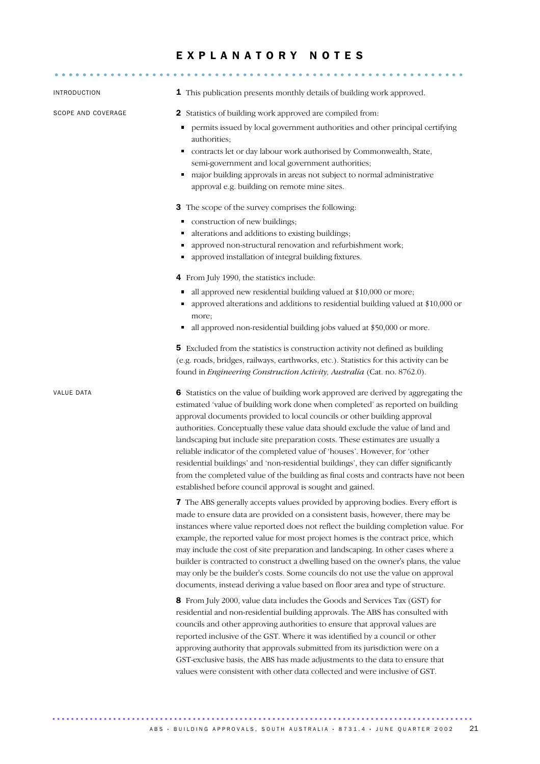# EXPLANATORY NOTES

## INTRODUCTION

**1** This publication presents monthly details of building work approved.

## SCOPE AND COVERAGE

**2** Statistics of building work approved are compiled from:

- permits issued by local government authorities and other principal certifying authorities;
- contracts let or day labour work authorised by Commonwealth, State, semi-government and local government authorities;
- major building approvals in areas not subject to normal administrative approval e.g. building on remote mine sites.

**3** The scope of the survey comprises the following:

- construction of new buildings;
- alterations and additions to existing buildings;
- approved non-structural renovation and refurbishment work;
- approved installation of integral building fixtures.

**4** From July 1990, the statistics include:

- all approved new residential building valued at $10,000 or more;
- approved alterations and additions to residential building valued at $10,000 or more;
- all approved non-residential building jobs valued at $50,000 or more.

**5** Excluded from the statistics is construction activity not defined as building (e.g. roads, bridges, railways, earthworks, etc.). Statistics for this activity can be found in *Engineering Construction Activity, Australia* (Cat. no. 8762.0).

## VALUE DATA

**6** Statistics on the value of building work approved are derived by aggregating the estimated 'value of building work done when completed' as reported on building approval documents provided to local councils or other building approval authorities. Conceptually these value data should exclude the value of land and landscaping but include site preparation costs. These estimates are usually a reliable indicator of the completed value of 'houses'. However, for 'other residential buildings' and 'non-residential buildings', they can differ significantly from the completed value of the building as final costs and contracts have not been established before council approval is sought and gained.

**7** The ABS generally accepts values provided by approving bodies. Every effort is made to ensure data are provided on a consistent basis, however, there may be instances where value reported does not reflect the building completion value. For example, the reported value for most project homes is the contract price, which may include the cost of site preparation and landscaping. In other cases where a builder is contracted to construct a dwelling based on the owner's plans, the value may only be the builder's costs. Some councils do not use the value on approval documents, instead deriving a value based on floor area and type of structure.

**8** From July 2000, value data includes the Goods and Services Tax (GST) for residential and non-residential building approvals. The ABS has consulted with councils and other approving authorities to ensure that approval values are reported inclusive of the GST. Where it was identified by a council or other approving authority that approvals submitted from its jurisdiction were on a GST-exclusive basis, the ABS has made adjustments to the data to ensure that values were consistent with other data collected and were inclusive of GST.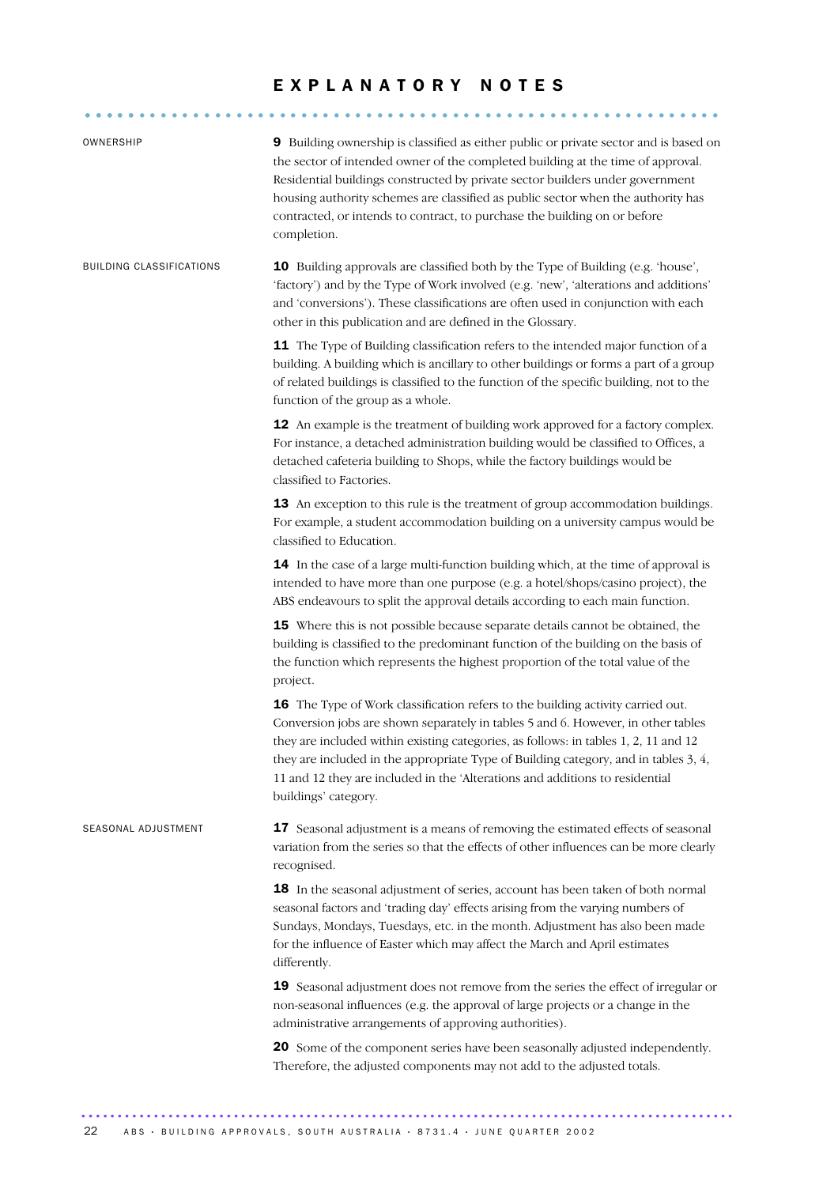# EXPLANATORY NOTES

### OWNERSHIP

**9** Building ownership is classified as either public or private sector and is based on the sector of intended owner of the completed building at the time of approval. Residential buildings constructed by private sector builders under government housing authority schemes are classified as public sector when the authority has contracted, or intends to contract, to purchase the building on or before completion.

### BUILDING CLASSIFICATIONS

**10** Building approvals are classified both by the Type of Building (e.g. 'house', 'factory') and by the Type of Work involved (e.g. 'new', 'alterations and additions' and 'conversions'). These classifications are often used in conjunction with each other in this publication and are defined in the Glossary.

**11** The Type of Building classification refers to the intended major function of a building. A building which is ancillary to other buildings or forms a part of a group of related buildings is classified to the function of the specific building, not to the function of the group as a whole.

**12** An example is the treatment of building work approved for a factory complex. For instance, a detached administration building would be classified to Offices, a detached cafeteria building to Shops, while the factory buildings would be classified to Factories.

**13** An exception to this rule is the treatment of group accommodation buildings. For example, a student accommodation building on a university campus would be classified to Education.

**14** In the case of a large multi-function building which, at the time of approval is intended to have more than one purpose (e.g. a hotel/shops/casino project), the ABS endeavours to split the approval details according to each main function.

**15** Where this is not possible because separate details cannot be obtained, the building is classified to the predominant function of the building on the basis of the function which represents the highest proportion of the total value of the project.

**16** The Type of Work classification refers to the building activity carried out. Conversion jobs are shown separately in tables 5 and 6. However, in other tables they are included within existing categories, as follows: in tables 1, 2, 11 and 12 they are included in the appropriate Type of Building category, and in tables 3, 4, 11 and 12 they are included in the 'Alterations and additions to residential buildings' category.

### SEASONAL ADJUSTMENT

**17** Seasonal adjustment is a means of removing the estimated effects of seasonal variation from the series so that the effects of other influences can be more clearly recognised.

**18** In the seasonal adjustment of series, account has been taken of both normal seasonal factors and 'trading day' effects arising from the varying numbers of Sundays, Mondays, Tuesdays, etc. in the month. Adjustment has also been made for the influence of Easter which may affect the March and April estimates differently.

**19** Seasonal adjustment does not remove from the series the effect of irregular or non-seasonal influences (e.g. the approval of large projects or a change in the administrative arrangements of approving authorities).

**20** Some of the component series have been seasonally adjusted independently. Therefore, the adjusted components may not add to the adjusted totals.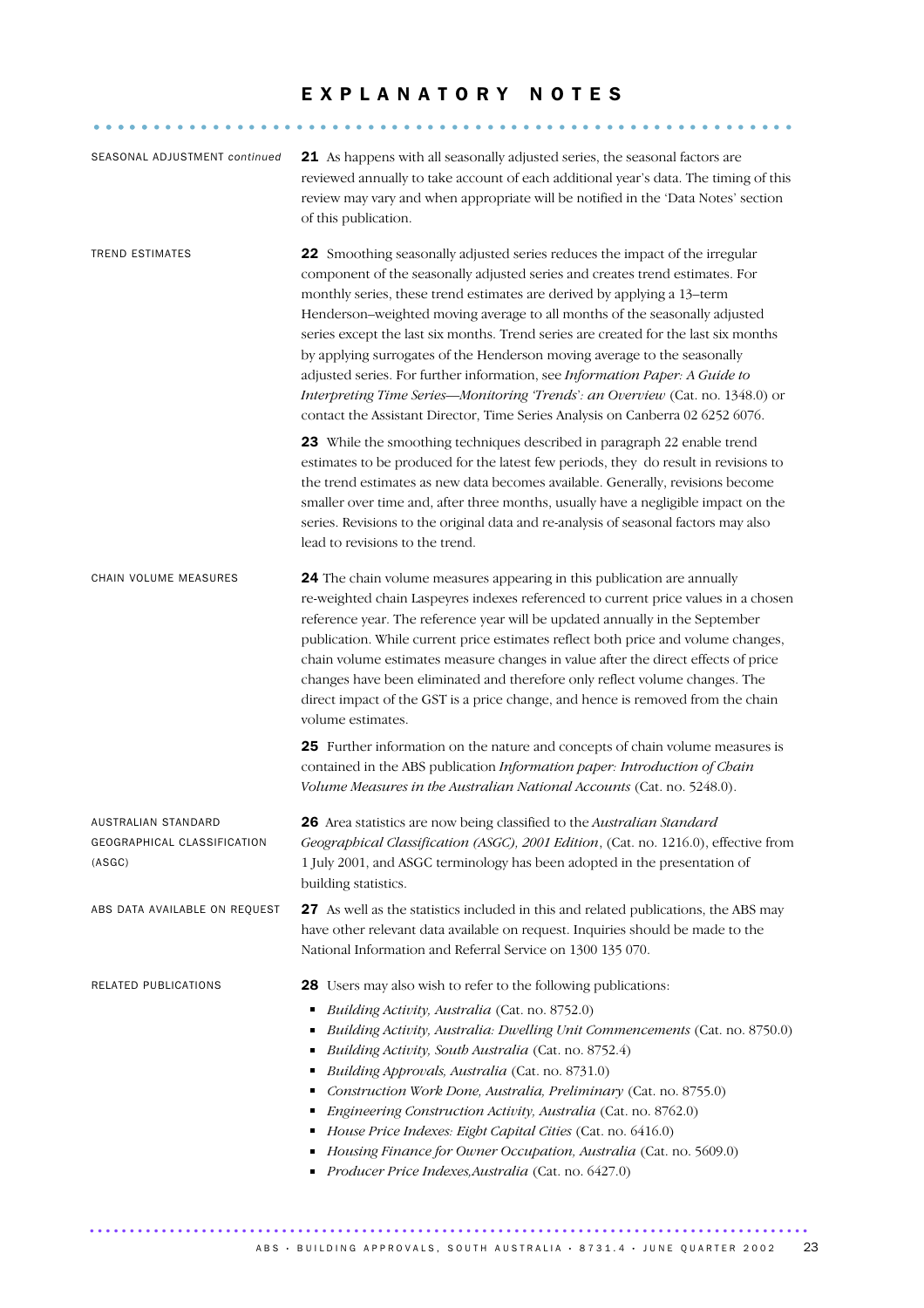# EXPLANATORY NOTES

SEASONAL ADJUSTMENT *continued*

**21** As happens with all seasonally adjusted series, the seasonal factors are reviewed annually to take account of each additional year's data. The timing of this review may vary and when appropriate will be notified in the 'Data Notes' section of this publication.

TREND ESTIMATES

**22** Smoothing seasonally adjusted series reduces the impact of the irregular component of the seasonally adjusted series and creates trend estimates. For monthly series, these trend estimates are derived by applying a 13–term Henderson–weighted moving average to all months of the seasonally adjusted series except the last six months. Trend series are created for the last six months by applying surrogates of the Henderson moving average to the seasonally adjusted series. For further information, see *Information Paper: A Guide to Interpreting Time Series—Monitoring 'Trends': an Overview* (Cat. no. 1348.0) or contact the Assistant Director, Time Series Analysis on Canberra 02 6252 6076.

**23** While the smoothing techniques described in paragraph 22 enable trend estimates to be produced for the latest few periods, they do result in revisions to the trend estimates as new data becomes available. Generally, revisions become smaller over time and, after three months, usually have a negligible impact on the series. Revisions to the original data and re-analysis of seasonal factors may also lead to revisions to the trend.

CHAIN VOLUME MEASURES

**24** The chain volume measures appearing in this publication are annually re-weighted chain Laspeyres indexes referenced to current price values in a chosen reference year. The reference year will be updated annually in the September publication. While current price estimates reflect both price and volume changes, chain volume estimates measure changes in value after the direct effects of price changes have been eliminated and therefore only reflect volume changes. The direct impact of the GST is a price change, and hence is removed from the chain volume estimates.

**25** Further information on the nature and concepts of chain volume measures is contained in the ABS publication *Information paper: Introduction of Chain Volume Measures in the Australian National Accounts* (Cat. no. 5248.0).

AUSTRALIAN STANDARD GEOGRAPHICAL CLASSIFICATION (ASGC)

**26** Area statistics are now being classified to the *Australian Standard Geographical Classification (ASGC), 2001 Edition*, (Cat. no. 1216.0), effective from 1 July 2001, and ASGC terminology has been adopted in the presentation of building statistics.

ABS DATA AVAILABLE ON REQUEST

**27** As well as the statistics included in this and related publications, the ABS may have other relevant data available on request. Inquiries should be made to the National Information and Referral Service on 1300 135 070.

RELATED PUBLICATIONS

**28** Users may also wish to refer to the following publications:

- *Building Activity, Australia* (Cat. no. 8752.0)
- *Building Activity, Australia: Dwelling Unit Commencements* (Cat. no. 8750.0)
- *Building Activity, South Australia* (Cat. no. 8752.4)
- *Building Approvals, Australia* (Cat. no. 8731.0)
- *Construction Work Done, Australia, Preliminary* (Cat. no. 8755.0)
- *Engineering Construction Activity, Australia* (Cat. no. 8762.0)
- *House Price Indexes: Eight Capital Cities* (Cat. no. 6416.0)
- *Housing Finance for Owner Occupation, Australia* (Cat. no. 5609.0)
- *Producer Price Indexes,Australia* (Cat. no. 6427.0)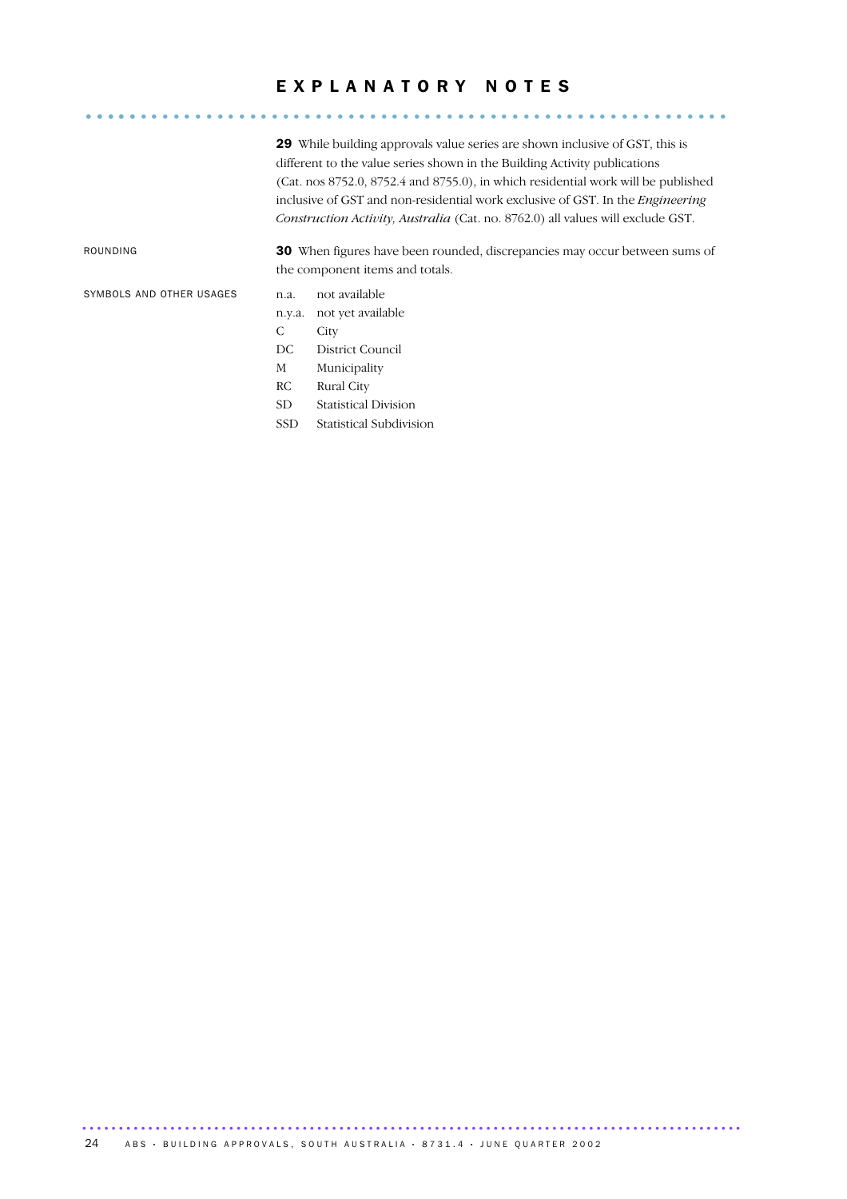# EXPLANATORY NOTES

**29** While building approvals value series are shown inclusive of GST, this is different to the value series shown in the Building Activity publications (Cat. nos 8752.0, 8752.4 and 8755.0), in which residential work will be published inclusive of GST and non-residential work exclusive of GST. In the *Engineering Construction Activity, Australia* (Cat. no. 8762.0) all values will exclude GST.

ROUNDING

**30** When figures have been rounded, discrepancies may occur between sums of the component items and totals.

SYMBOLS AND OTHER USAGES

| | |
|---|---|
| n.a. | not available |
| n.y.a. | not yet available |
| C | City |
| DC | District Council |
| M | Municipality |
| RC | Rural City |
| SD | Statistical Division |
| SSD | Statistical Subdivision |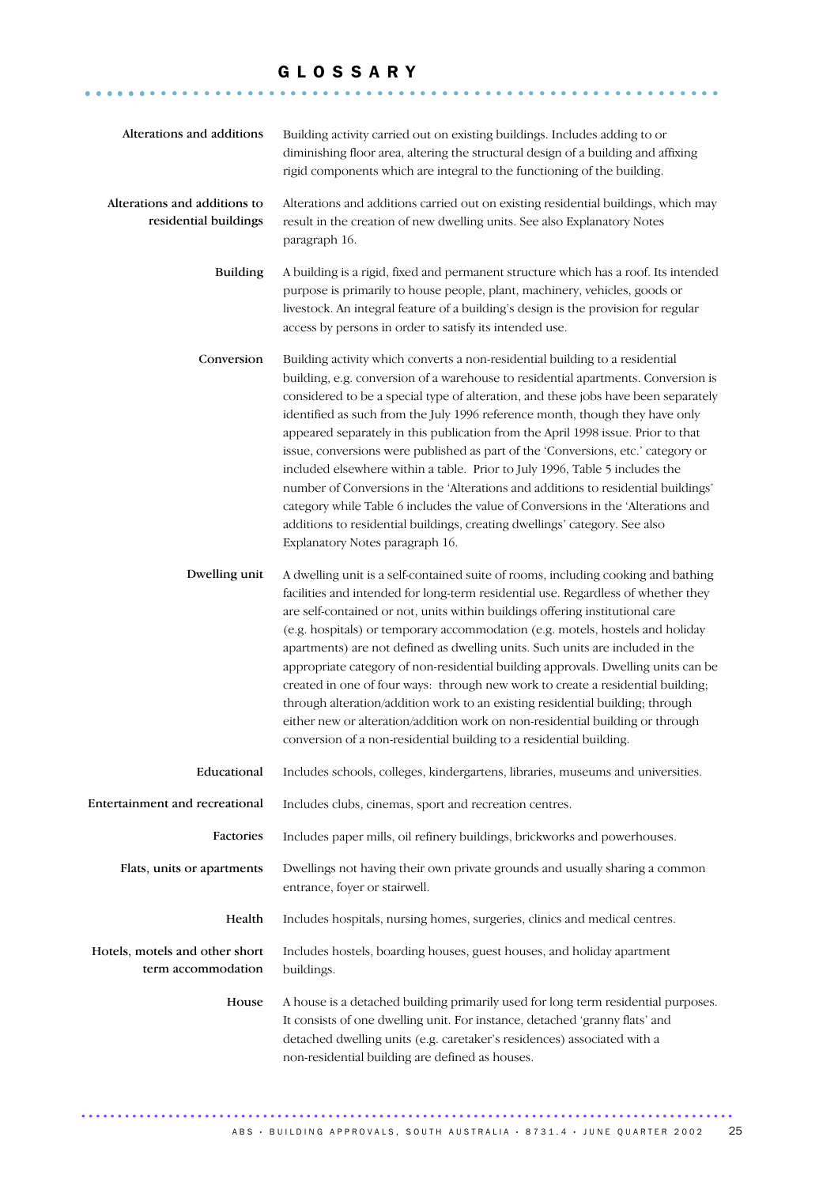# GLOSSARY

**Alterations and additions**
Building activity carried out on existing buildings. Includes adding to or diminishing floor area, altering the structural design of a building and affixing rigid components which are integral to the functioning of the building.

**Alterations and additions to residential buildings**
Alterations and additions carried out on existing residential buildings, which may result in the creation of new dwelling units. See also Explanatory Notes paragraph 16.

**Building**
A building is a rigid, fixed and permanent structure which has a roof. Its intended purpose is primarily to house people, plant, machinery, vehicles, goods or livestock. An integral feature of a building's design is the provision for regular access by persons in order to satisfy its intended use.

**Conversion**
Building activity which converts a non-residential building to a residential building, e.g. conversion of a warehouse to residential apartments. Conversion is considered to be a special type of alteration, and these jobs have been separately identified as such from the July 1996 reference month, though they have only appeared separately in this publication from the April 1998 issue. Prior to that issue, conversions were published as part of the 'Conversions, etc.' category or included elsewhere within a table. Prior to July 1996, Table 5 includes the number of Conversions in the 'Alterations and additions to residential buildings' category while Table 6 includes the value of Conversions in the 'Alterations and additions to residential buildings, creating dwellings' category. See also Explanatory Notes paragraph 16.

**Dwelling unit**
A dwelling unit is a self-contained suite of rooms, including cooking and bathing facilities and intended for long-term residential use. Regardless of whether they are self-contained or not, units within buildings offering institutional care (e.g. hospitals) or temporary accommodation (e.g. motels, hostels and holiday apartments) are not defined as dwelling units. Such units are included in the appropriate category of non-residential building approvals. Dwelling units can be created in one of four ways: through new work to create a residential building; through alteration/addition work to an existing residential building; through either new or alteration/addition work on non-residential building or through conversion of a non-residential building to a residential building.

**Educational**
Includes schools, colleges, kindergartens, libraries, museums and universities.

**Entertainment and recreational**
Includes clubs, cinemas, sport and recreation centres.

**Factories**
Includes paper mills, oil refinery buildings, brickworks and powerhouses.

**Flats, units or apartments**
Dwellings not having their own private grounds and usually sharing a common entrance, foyer or stairwell.

**Health**
Includes hospitals, nursing homes, surgeries, clinics and medical centres.

**Hotels, motels and other short term accommodation**
Includes hostels, boarding houses, guest houses, and holiday apartment buildings.

**House**
A house is a detached building primarily used for long term residential purposes. It consists of one dwelling unit. For instance, detached 'granny flats' and detached dwelling units (e.g. caretaker's residences) associated with a non-residential building are defined as houses.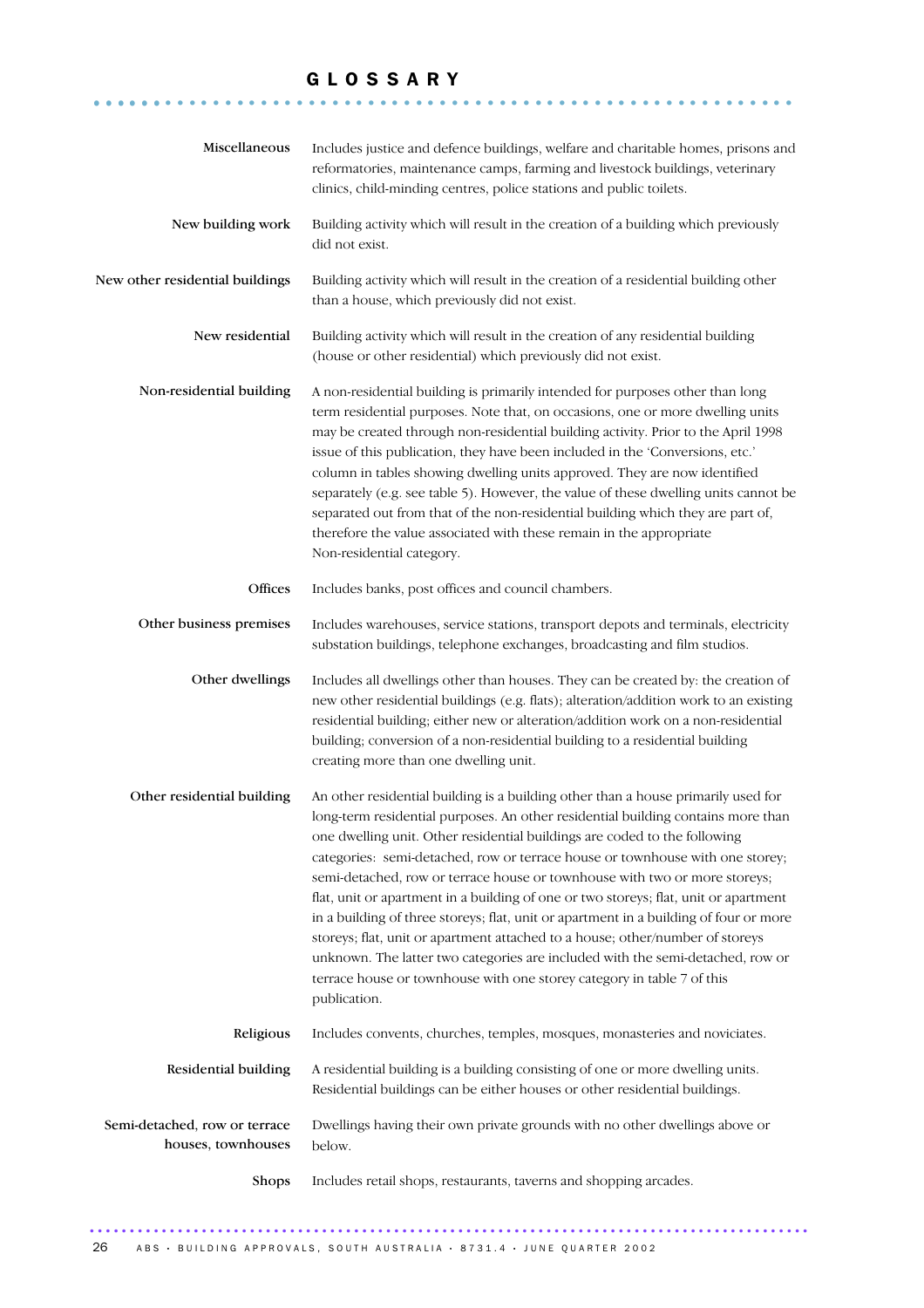# GLOSSARY

**Miscellaneous**
Includes justice and defence buildings, welfare and charitable homes, prisons and reformatories, maintenance camps, farming and livestock buildings, veterinary clinics, child-minding centres, police stations and public toilets.

**New building work**
Building activity which will result in the creation of a building which previously did not exist.

**New other residential buildings**
Building activity which will result in the creation of a residential building other than a house, which previously did not exist.

**New residential**
Building activity which will result in the creation of any residential building (house or other residential) which previously did not exist.

**Non-residential building**
A non-residential building is primarily intended for purposes other than long term residential purposes. Note that, on occasions, one or more dwelling units may be created through non-residential building activity. Prior to the April 1998 issue of this publication, they have been included in the 'Conversions, etc.' column in tables showing dwelling units approved. They are now identified separately (e.g. see table 5). However, the value of these dwelling units cannot be separated out from that of the non-residential building which they are part of, therefore the value associated with these remain in the appropriate Non-residential category.

**Offices**
Includes banks, post offices and council chambers.

**Other business premises**
Includes warehouses, service stations, transport depots and terminals, electricity substation buildings, telephone exchanges, broadcasting and film studios.

**Other dwellings**
Includes all dwellings other than houses. They can be created by: the creation of new other residential buildings (e.g. flats); alteration/addition work to an existing residential building; either new or alteration/addition work on a non-residential building; conversion of a non-residential building to a residential building creating more than one dwelling unit.

**Other residential building**
An other residential building is a building other than a house primarily used for long-term residential purposes. An other residential building contains more than one dwelling unit. Other residential buildings are coded to the following categories: semi-detached, row or terrace house or townhouse with one storey; semi-detached, row or terrace house or townhouse with two or more storeys; flat, unit or apartment in a building of one or two storeys; flat, unit or apartment in a building of three storeys; flat, unit or apartment in a building of four or more storeys; flat, unit or apartment attached to a house; other/number of storeys unknown. The latter two categories are included with the semi-detached, row or terrace house or townhouse with one storey category in table 7 of this publication.

**Religious**
Includes convents, churches, temples, mosques, monasteries and noviciates.

**Residential building**
A residential building is a building consisting of one or more dwelling units. Residential buildings can be either houses or other residential buildings.

**Semi-detached, row or terrace houses, townhouses**
Dwellings having their own private grounds with no other dwellings above or below.

**Shops**
Includes retail shops, restaurants, taverns and shopping arcades.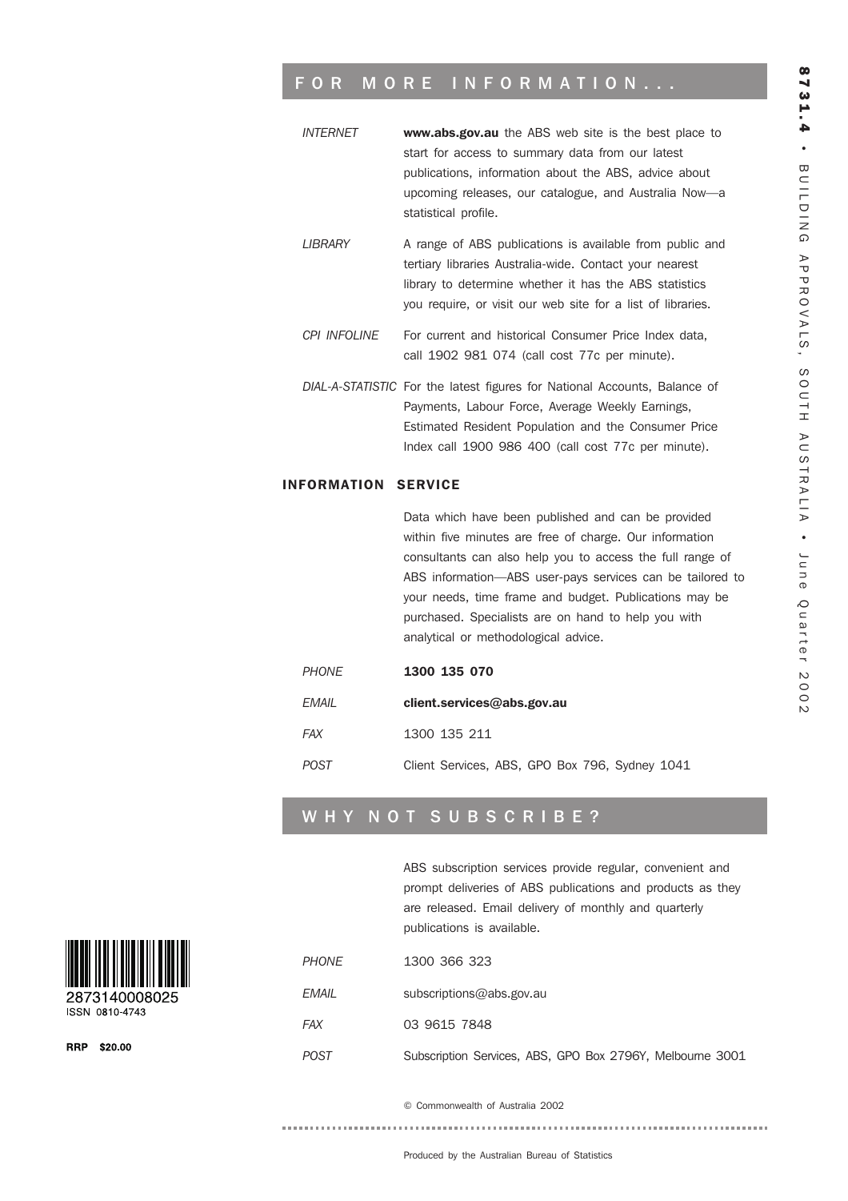## FOR MORE INFORMATION...

| | |
|---|---|
| *INTERNET* | **www.abs.gov.au** the ABS web site is the best place to start for access to summary data from our latest publications, information about the ABS, advice about upcoming releases, our catalogue, and Australia Now—a statistical profile. |
| *LIBRARY* | A range of ABS publications is available from public and tertiary libraries Australia-wide. Contact your nearest library to determine whether it has the ABS statistics you require, or visit our web site for a list of libraries. |
| *CPI INFOLINE* | For current and historical Consumer Price Index data, call 1902 981 074 (call cost 77c per minute). |
| *DIAL-A-STATISTIC* | For the latest figures for National Accounts, Balance of Payments, Labour Force, Average Weekly Earnings, Estimated Resident Population and the Consumer Price Index call 1900 986 400 (call cost 77c per minute). |

### INFORMATION SERVICE

Data which have been published and can be provided within five minutes are free of charge. Our information consultants can also help you to access the full range of ABS information—ABS user-pays services can be tailored to your needs, time frame and budget. Publications may be purchased. Specialists are on hand to help you with analytical or methodological advice.

| | |
|---|---|
| *PHONE* | **1300 135 070** |
| *EMAIL* | **client.services@abs.gov.au** |
| *FAX* | 1300 135 211 |
| *POST* | Client Services, ABS, GPO Box 796, Sydney 1041 |

## WHY NOT SUBSCRIBE?

ABS subscription services provide regular, convenient and prompt deliveries of ABS publications and products as they are released. Email delivery of monthly and quarterly publications is available.

| | |
|---|---|
| *PHONE* | 1300 366 323 |
| *EMAIL* | subscriptions@abs.gov.au |
| *FAX* | 03 9615 7848 |
| *POST* | Subscription Services, ABS, GPO Box 2796Y, Melbourne 3001 |

2873140008025
ISSN 0810-4743

**RRP $20.00**

© Commonwealth of Australia 2002

Produced by the Australian Bureau of Statistics